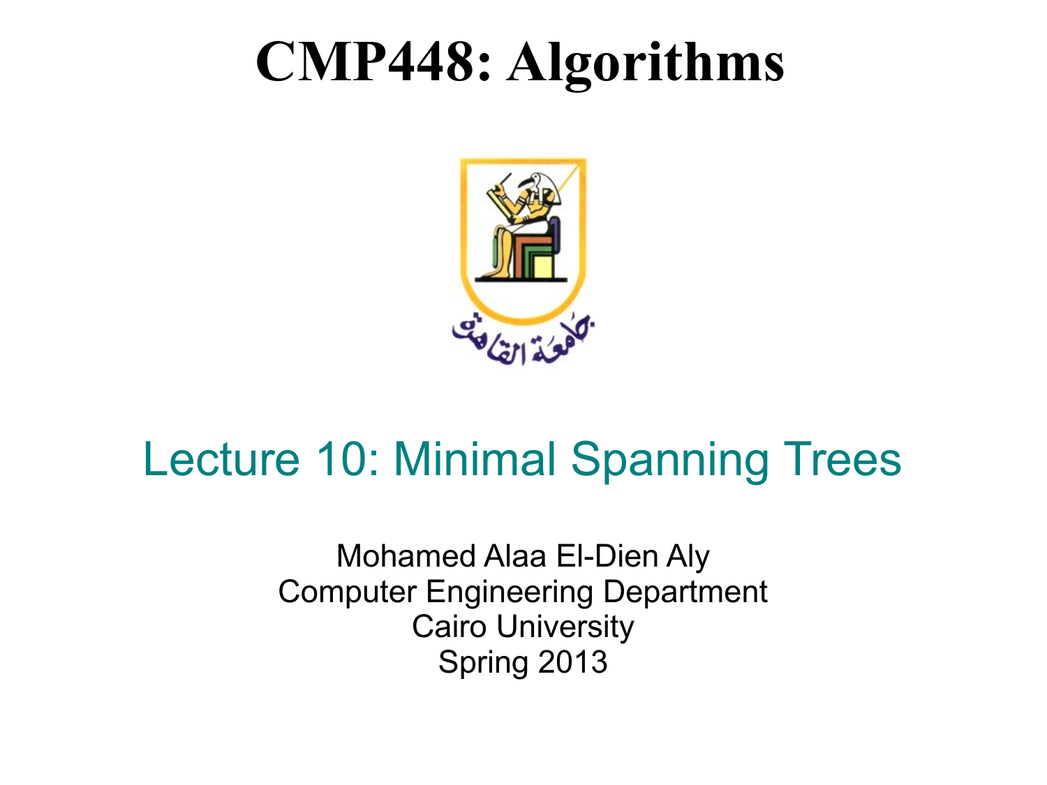# CMP448: Algorithms

جامعة القاهرة

## Lecture 10: Minimal Spanning Trees

Mohamed Alaa El-Dien Aly
Computer Engineering Department
Cairo University
Spring 2013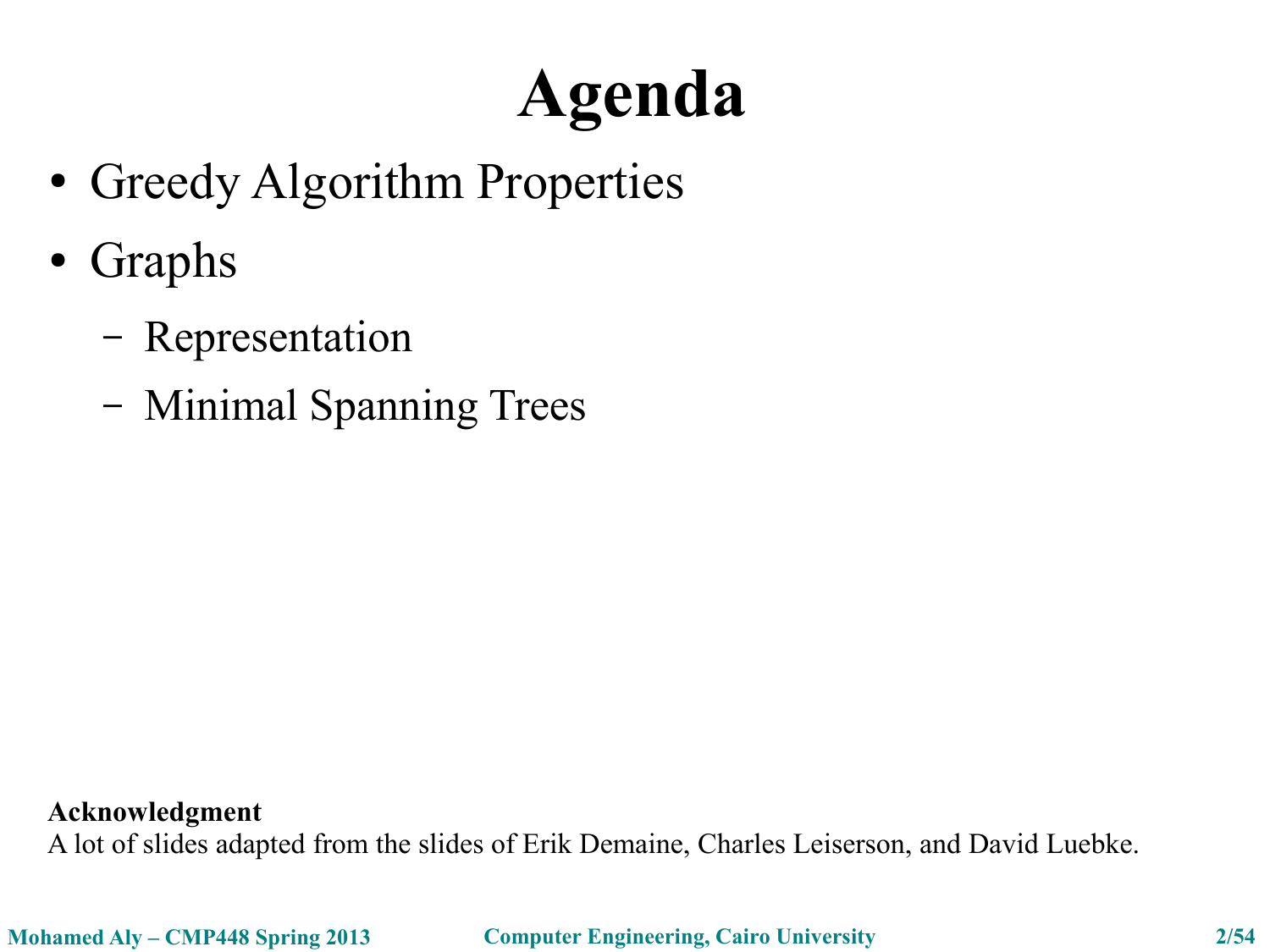# Agenda

- Greedy Algorithm Properties
- Graphs
  - Representation
  - Minimal Spanning Trees

**Acknowledgment**
A lot of slides adapted from the slides of Erik Demaine, Charles Leiserson, and David Luebke.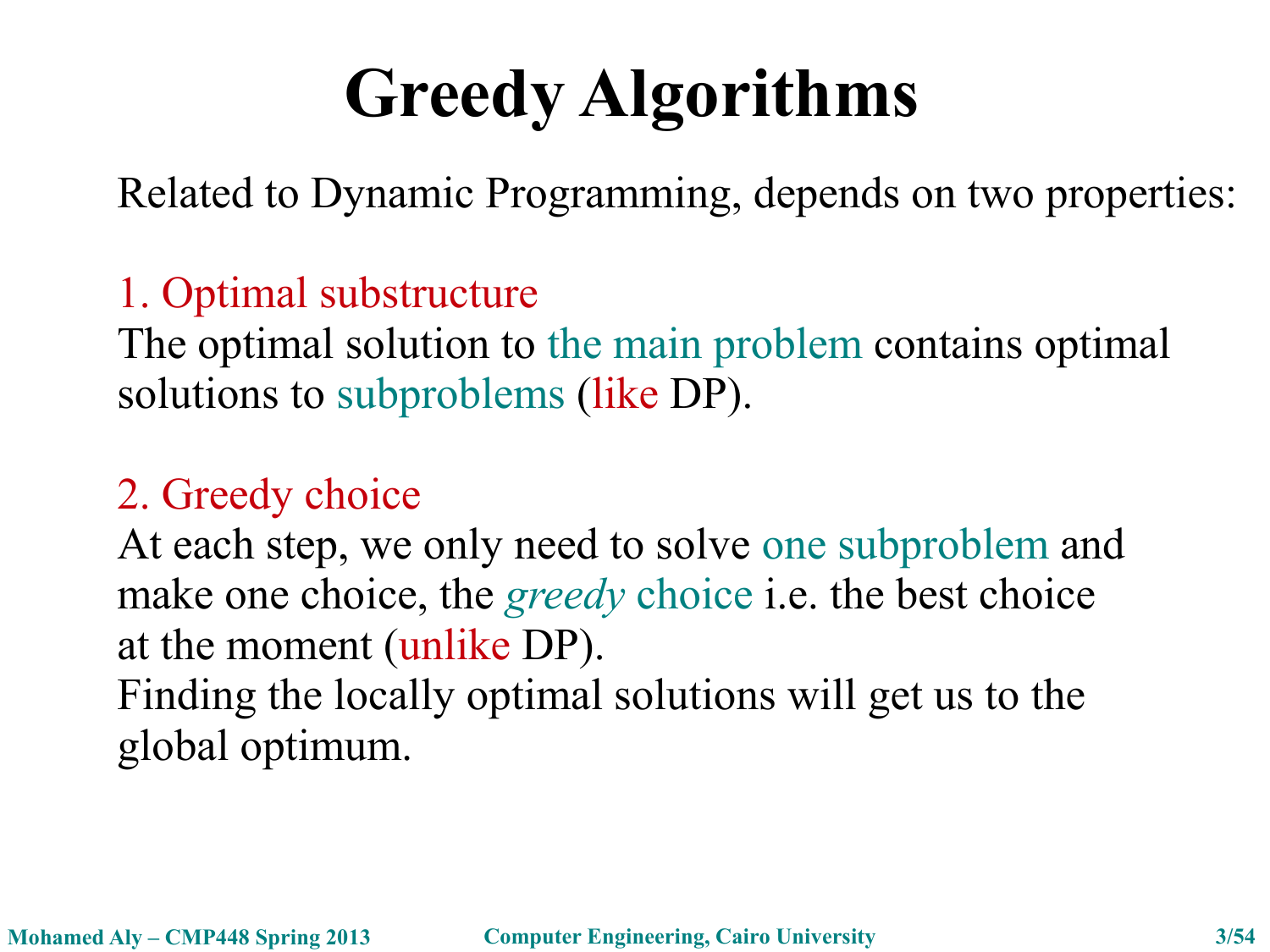# Greedy Algorithms

Related to Dynamic Programming, depends on two properties:

1. Optimal substructure

The optimal solution to the main problem contains optimal solutions to subproblems (like DP).

2. Greedy choice

At each step, we only need to solve one subproblem and make one choice, the *greedy* choice i.e. the best choice at the moment (unlike DP).

Finding the locally optimal solutions will get us to the global optimum.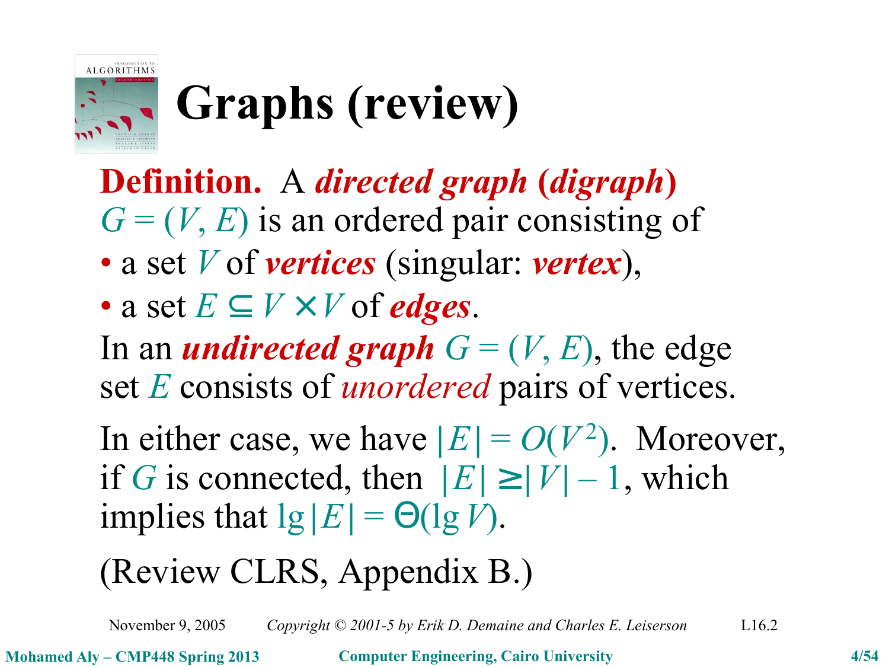# Graphs (review)

**Definition.** A ***directed graph* (*digraph*)** $G = (V, E)$ is an ordered pair consisting of

- a set $V$ of ***vertices*** (singular: ***vertex***),
- a set $E \subseteq V \times V$ of ***edges***.

In an ***undirected graph*** $G = (V, E)$, the edge set $E$ consists of *unordered* pairs of vertices.

In either case, we have $|E| = O(V^2)$. Moreover, if $G$ is connected, then $|E| \geq |V| - 1$, which implies that $\lg |E| = \Theta(\lg V)$.

(Review CLRS, Appendix B.)

November 9, 2005 *Copyright © 2001-5 by Erik D. Demaine and Charles E. Leiserson* L16.2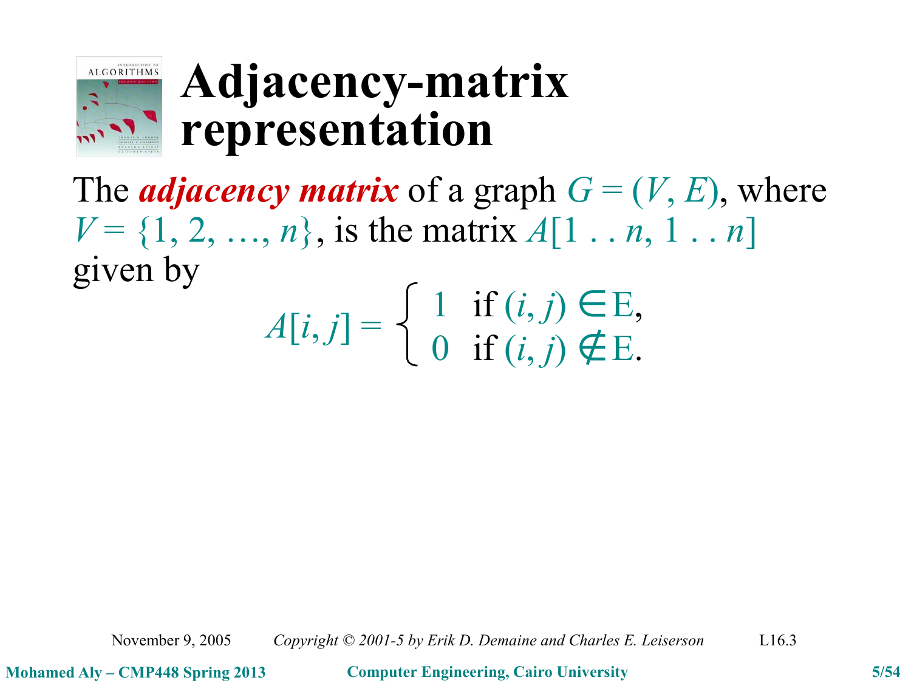# Adjacency-matrix representation

The ***adjacency matrix*** of a graph $G = (V, E)$, where $V = \{1, 2, \ldots, n\}$, is the matrix $A[1 \,.\,.\, n, 1 \,.\,.\, n]$ given by

$$A[i, j] = \begin{cases} 1 & \text{if } (i, j) \in E, \\ 0 & \text{if } (i, j) \notin E. \end{cases}$$

November 9, 2005 *Copyright © 2001-5 by Erik D. Demaine and Charles E. Leiserson* L16.3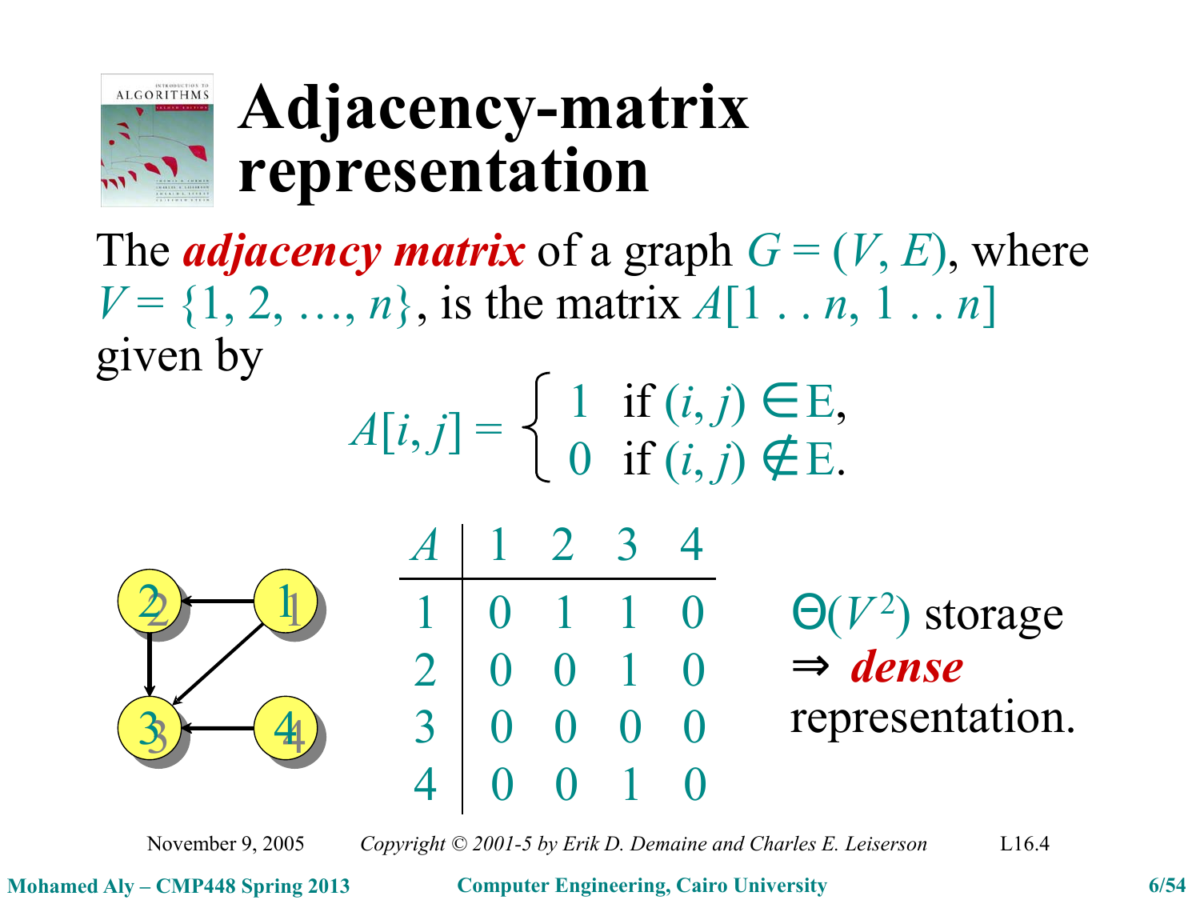# Adjacency-matrix representation

The ***adjacency matrix*** of a graph $G = (V, E)$, where $V = \{1, 2, \ldots, n\}$, is the matrix $A[1 \,..\, n, 1 \,..\, n]$ given by

$$A[i, j] = \begin{cases} 1 & \text{if } (i, j) \in E, \\ 0 & \text{if } (i, j) \notin E. \end{cases}$$

| A | 1 | 2 | 3 | 4 |
|---|---|---|---|---|
| 1 | 0 | 1 | 1 | 0 |
| 2 | 0 | 0 | 1 | 0 |
| 3 | 0 | 0 | 0 | 0 |
| 4 | 0 | 0 | 1 | 0 |

$\Theta(V^2)$ storage $\Rightarrow$ ***dense*** representation.

November 9, 2005 — Copyright © 2001-5 by Erik D. Demaine and Charles E. Leiserson — L16.4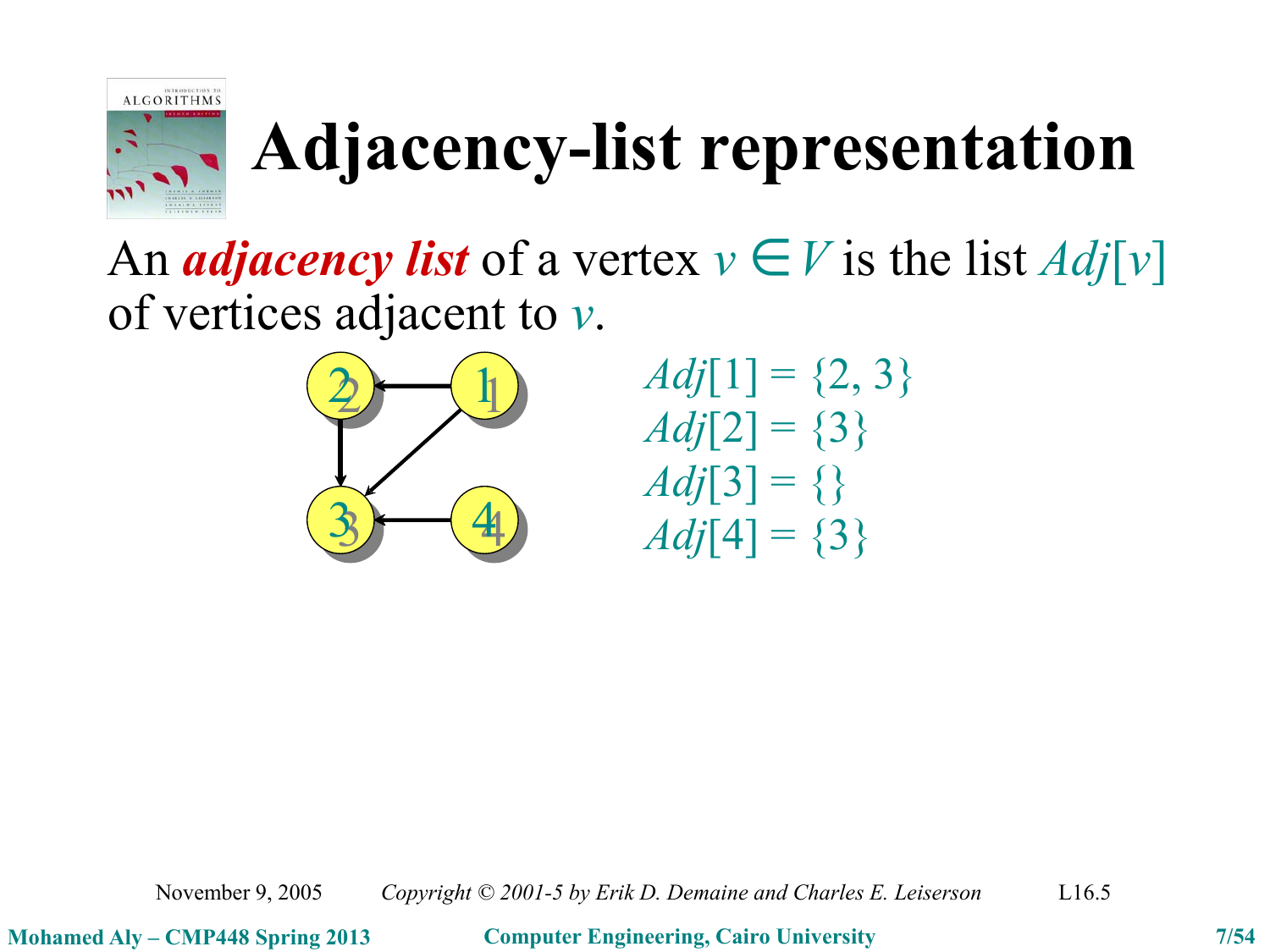# Adjacency-list representation

An ***adjacency list*** of a vertex $v \in V$ is the list $Adj[v]$ of vertices adjacent to $v$.

$Adj[1] = \{2, 3\}$
$Adj[2] = \{3\}$
$Adj[3] = \{\}$
$Adj[4] = \{3\}$

November 9, 2005 *Copyright © 2001-5 by Erik D. Demaine and Charles E. Leiserson* L16.5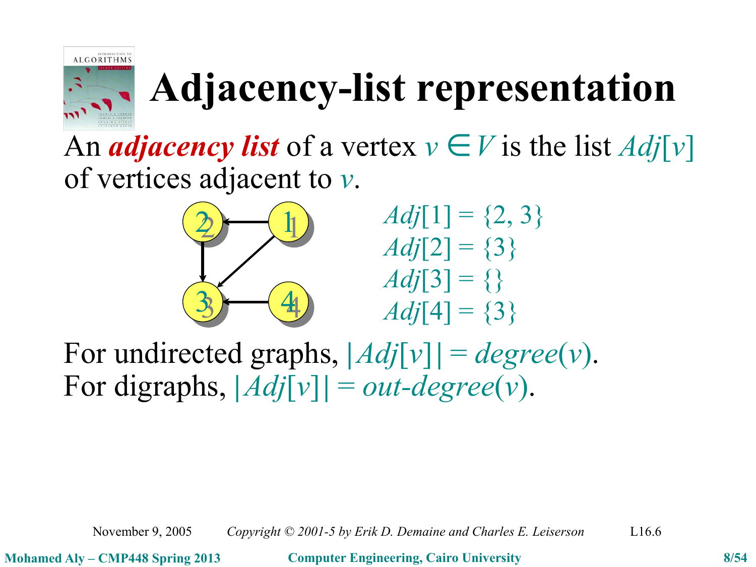# Adjacency-list representation

An ***adjacency list*** of a vertex $v \in V$ is the list $Adj[v]$ of vertices adjacent to $v$.

$Adj[1] = \{2, 3\}$
$Adj[2] = \{3\}$
$Adj[3] = \{\}$
$Adj[4] = \{3\}$

For undirected graphs, $|Adj[v]| = degree(v)$.
For digraphs, $|Adj[v]| = out\text{-}degree(v)$.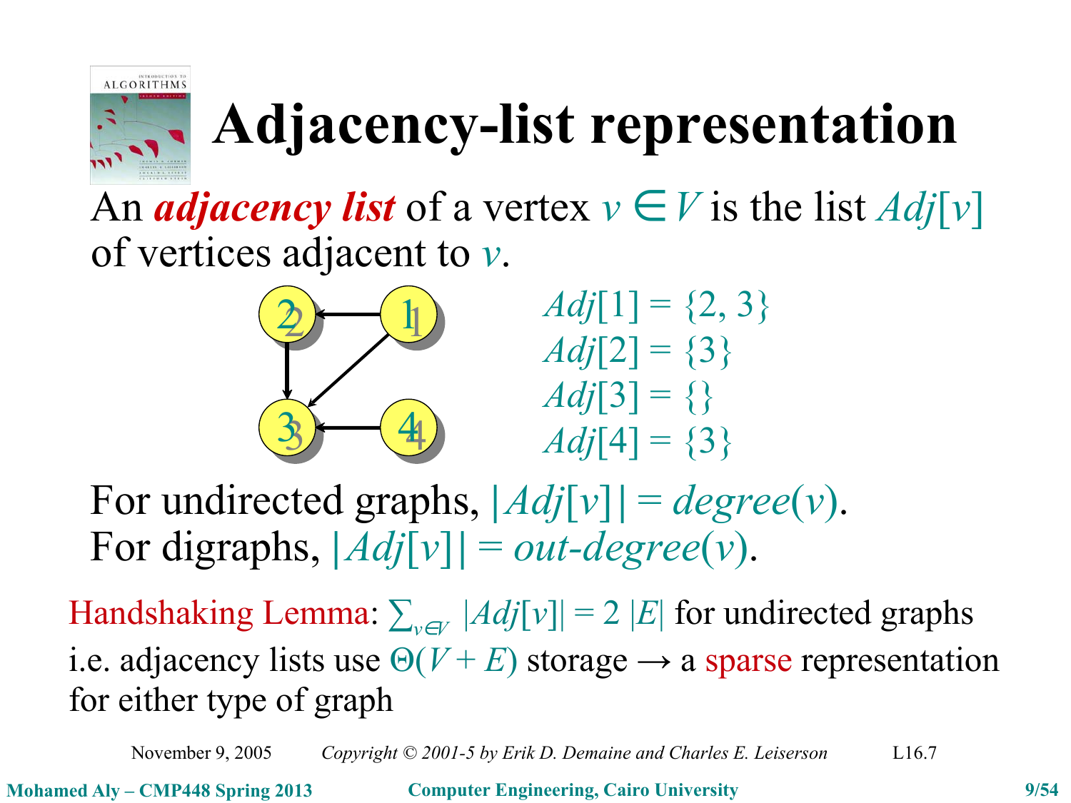# Adjacency-list representation

An ***adjacency list*** of a vertex $v \in V$ is the list $Adj[v]$ of vertices adjacent to $v$.

$Adj[1] = \{2, 3\}$
$Adj[2] = \{3\}$
$Adj[3] = \{\}$
$Adj[4] = \{3\}$

For undirected graphs, $|Adj[v]| = degree(v)$.
For digraphs, $|Adj[v]| = out\text{-}degree(v)$.

Handshaking Lemma: $\sum_{v \in V} |Adj[v]| = 2\,|E|$ for undirected graphs
i.e. adjacency lists use $\Theta(V + E)$ storage → a sparse representation for either type of graph

November 9, 2005 *Copyright © 2001-5 by Erik D. Demaine and Charles E. Leiserson* L16.7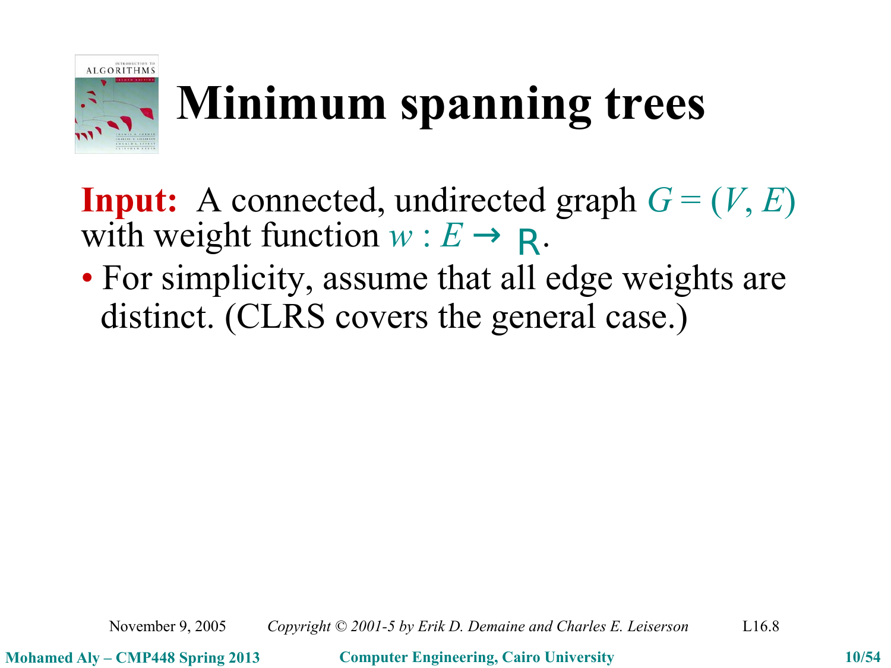# Minimum spanning trees

**Input:** A connected, undirected graph $G = (V, E)$ with weight function $w : E \rightarrow \mathbb{R}$.

- For simplicity, assume that all edge weights are distinct. (CLRS covers the general case.)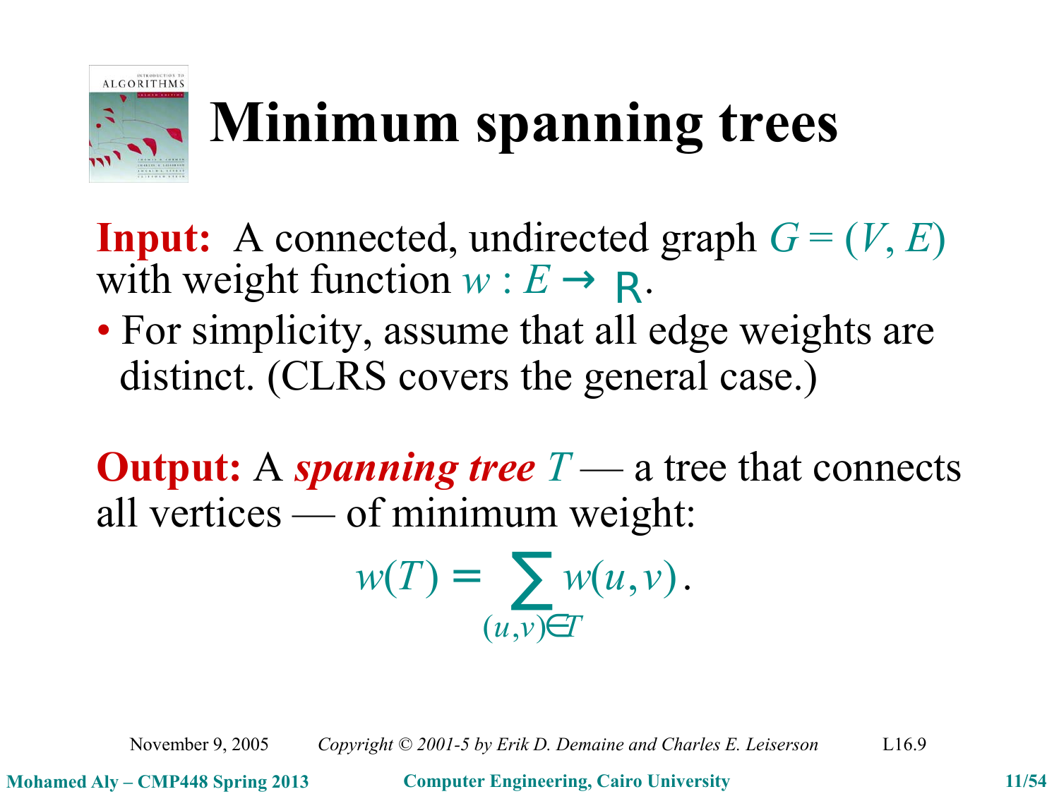# Minimum spanning trees

**Input:** A connected, undirected graph $G = (V, E)$ with weight function $w : E \rightarrow \mathbb{R}$.

- For simplicity, assume that all edge weights are distinct. (CLRS covers the general case.)

**Output:** A ***spanning tree*** $T$ — a tree that connects all vertices — of minimum weight:

$$w(T) = \sum_{(u,v) \in T} w(u,v).$$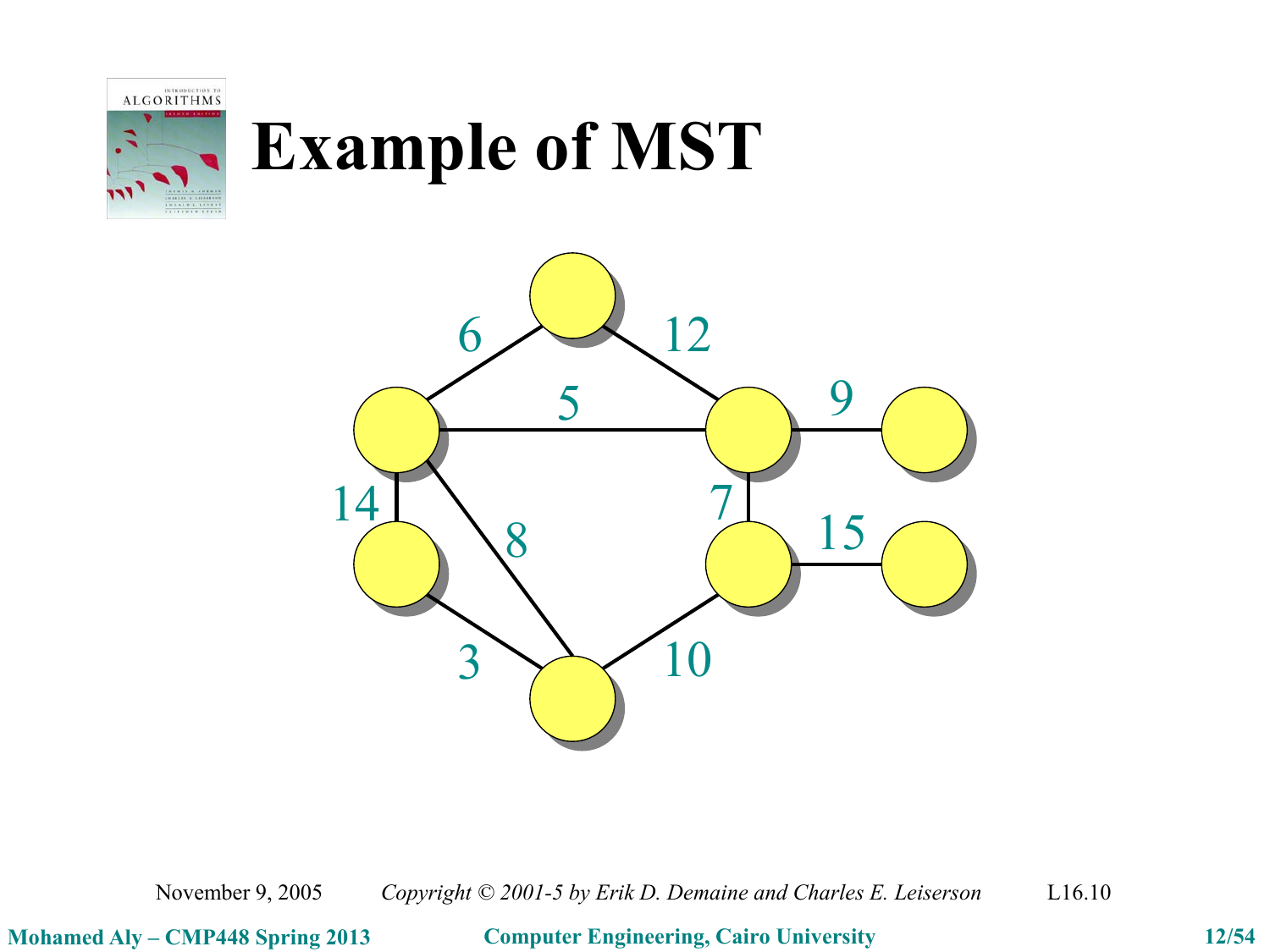# Example of MST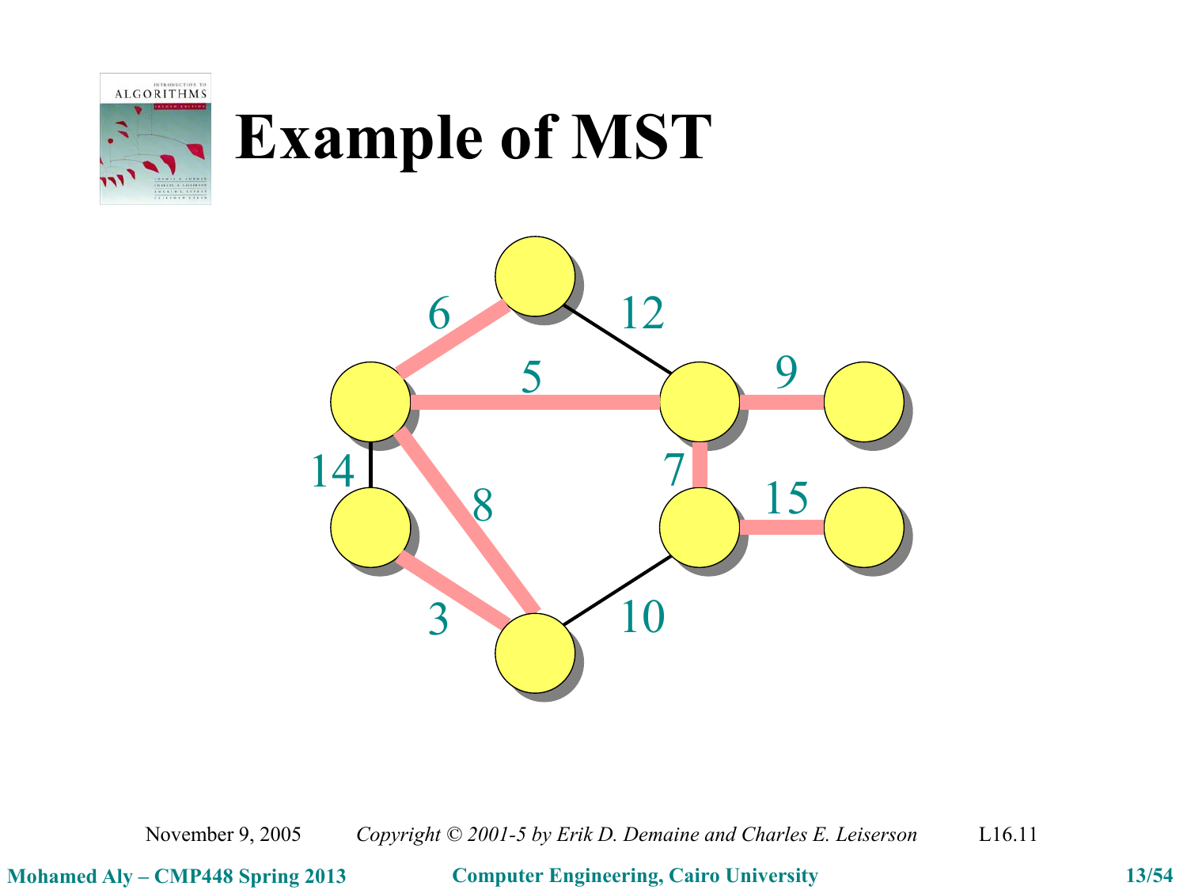# Example of MST

6 12 5 9 14 8 7 15 3 10

November 9, 2005 *Copyright © 2001-5 by Erik D. Demaine and Charles E. Leiserson* L16.11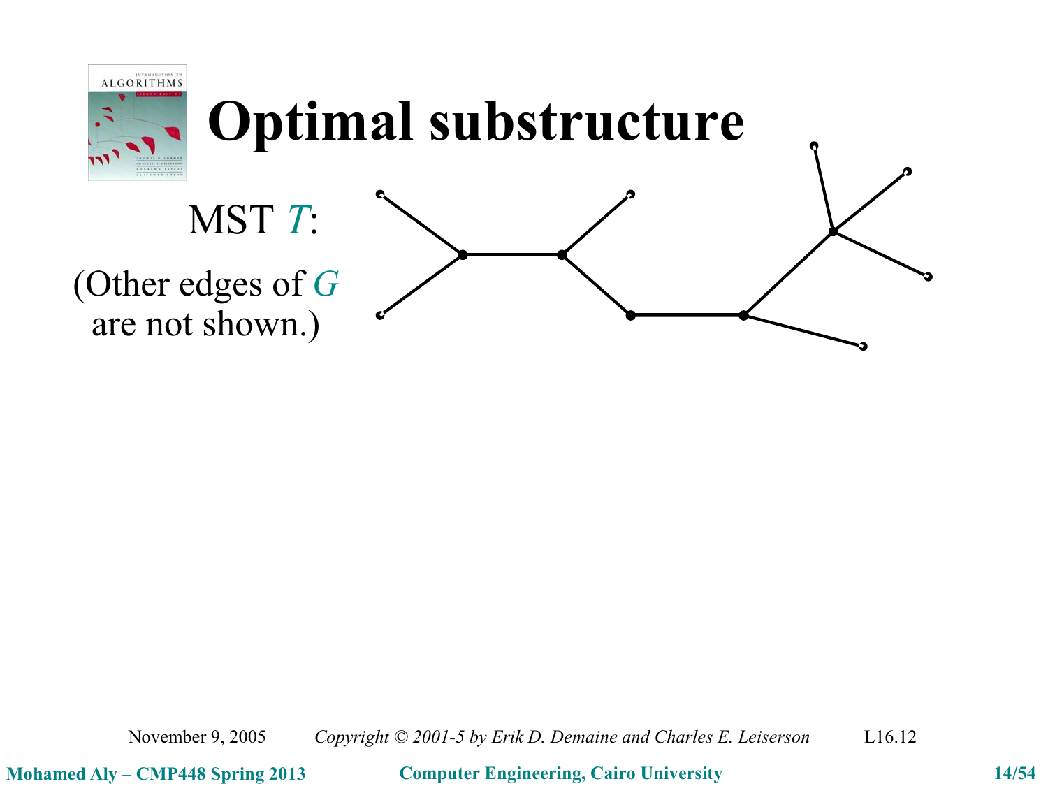# Optimal substructure

MST $T$:

(Other edges of $G$ are not shown.)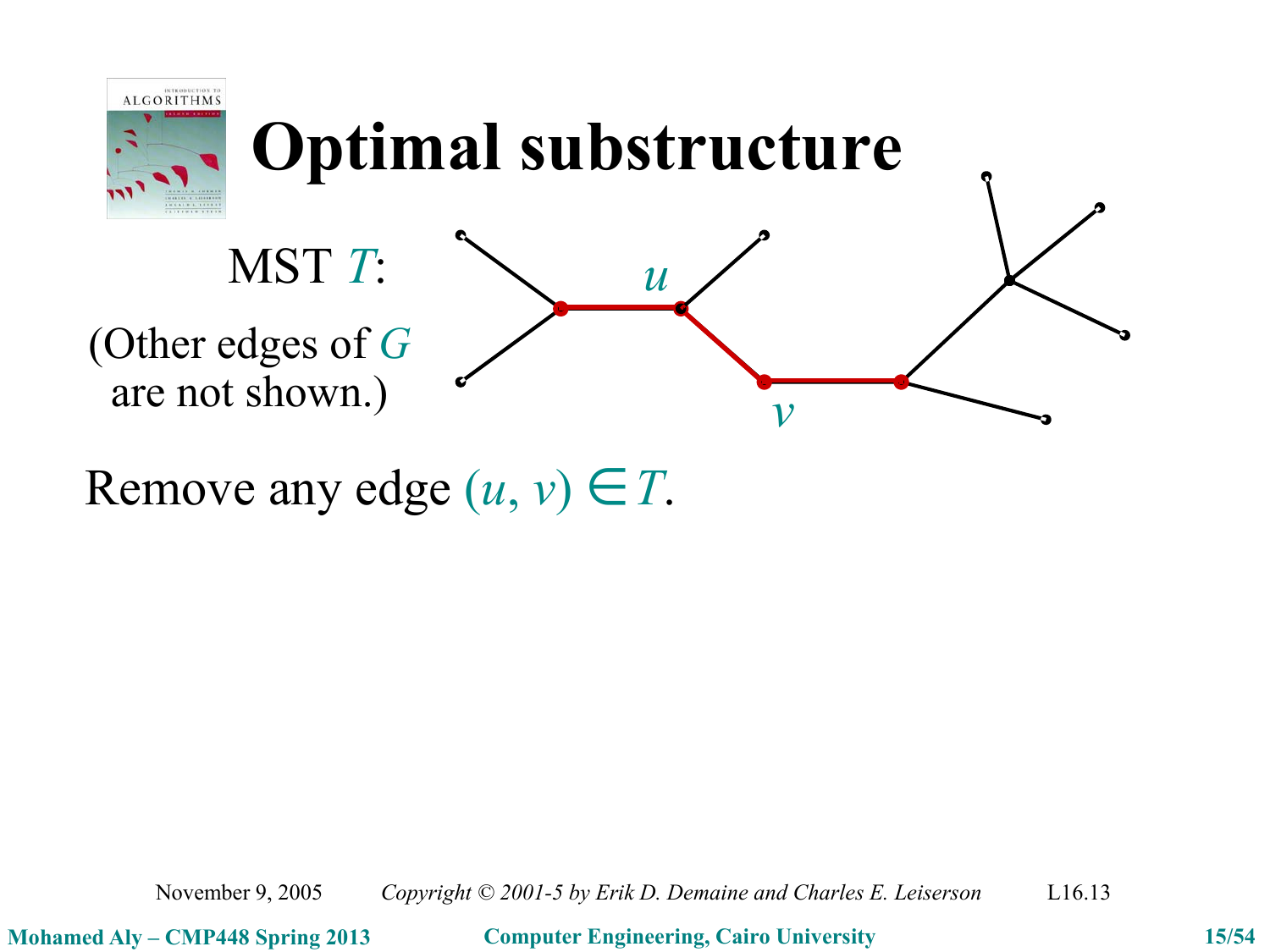# Optimal substructure

MST $T$:

(Other edges of $G$ are not shown.)

$u$

$v$

Remove any edge $(u, v) \in T$.

November 9, 2005 *Copyright © 2001-5 by Erik D. Demaine and Charles E. Leiserson* L16.13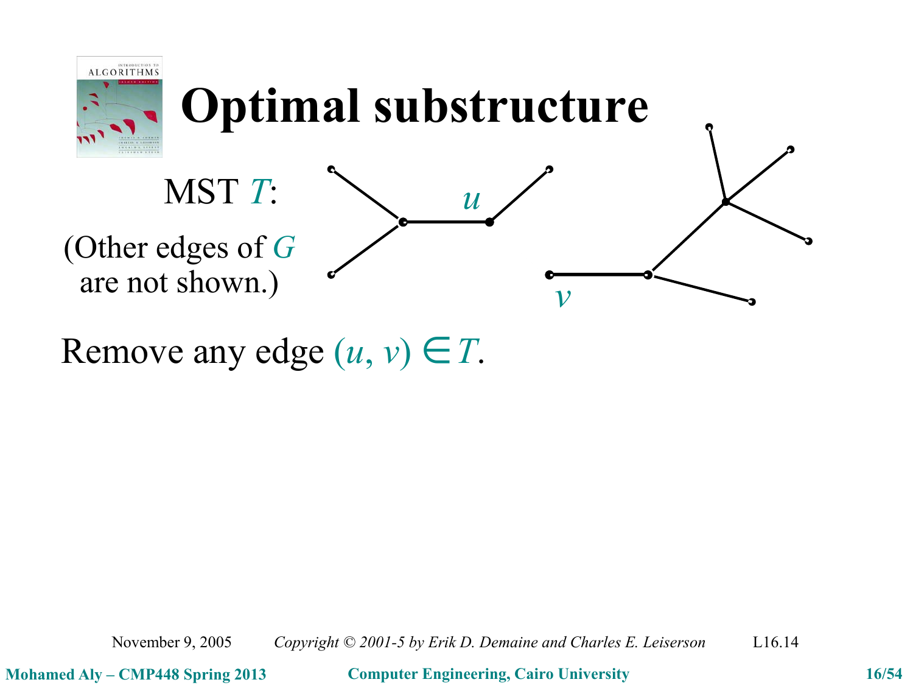# Optimal substructure

MST $T$:

(Other edges of $G$ are not shown.)

$u$

$v$

Remove any edge $(u, v) \in T$.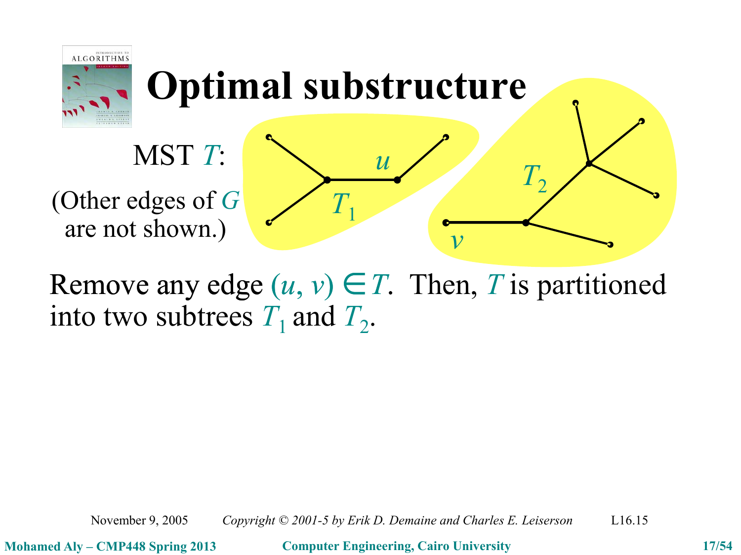# Optimal substructure

MST $T$:

(Other edges of $G$ are not shown.)

$T_1$ $u$ $T_2$ $v$

Remove any edge $(u, v) \in T$. Then, $T$ is partitioned into two subtrees $T_1$ and $T_2$.

November 9, 2005 *Copyright © 2001-5 by Erik D. Demaine and Charles E. Leiserson* L16.15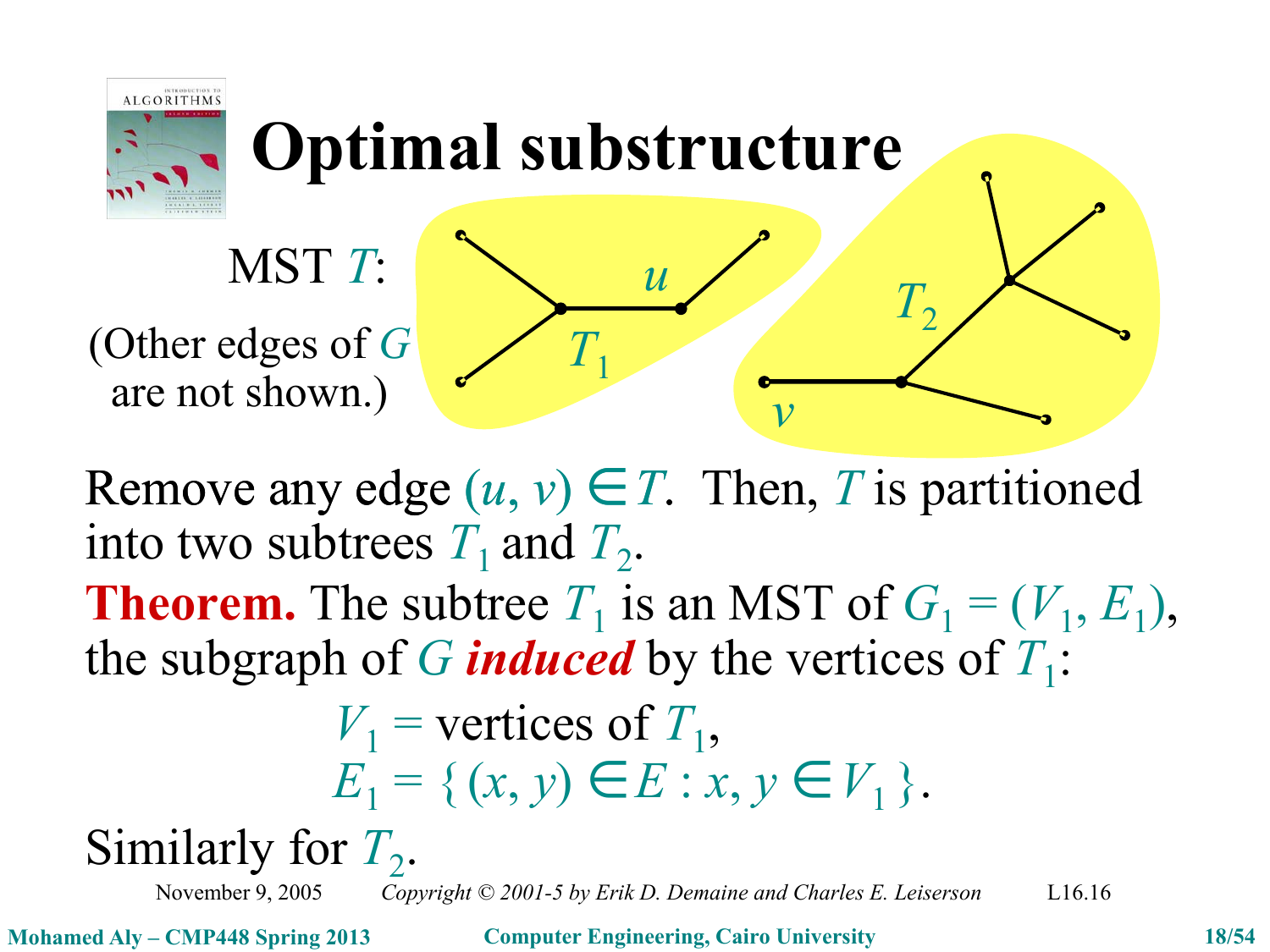# Optimal substructure

MST $T$:

(Other edges of $G$ are not shown.)

Remove any edge $(u, v) \in T$. Then, $T$ is partitioned into two subtrees $T_1$ and $T_2$.

**Theorem.** The subtree $T_1$ is an MST of $G_1 = (V_1, E_1)$, the subgraph of $G$ ***induced*** by the vertices of $T_1$:

$$V_1 = \text{vertices of } T_1,$$
$$E_1 = \{ (x, y) \in E : x, y \in V_1 \}.$$

Similarly for $T_2$.

November 9, 2005 *Copyright © 2001-5 by Erik D. Demaine and Charles E. Leiserson* L16.16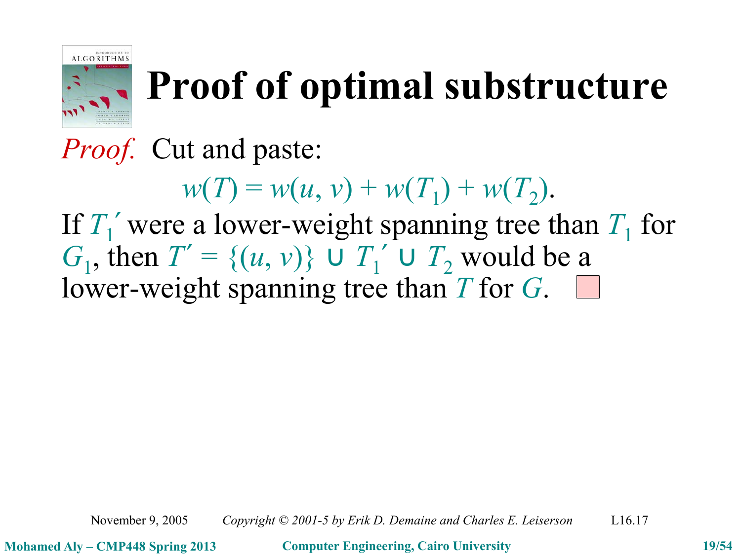# Proof of optimal substructure

*Proof.* Cut and paste:

$$w(T) = w(u, v) + w(T_1) + w(T_2).$$

If $T_1'$ were a lower-weight spanning tree than $T_1$ for $G_1$, then $T' = \{(u, v)\} \cup T_1' \cup T_2$ would be a lower-weight spanning tree than $T$ for $G$. ▫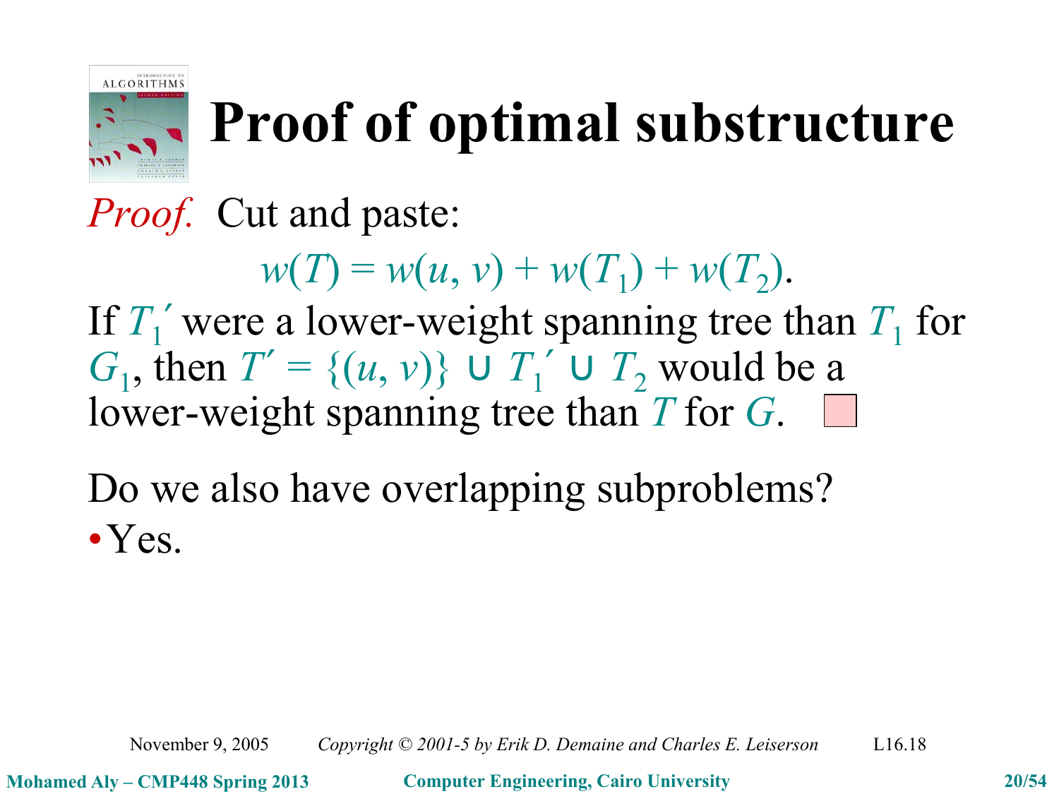# Proof of optimal substructure

*Proof.* Cut and paste:

$$w(T) = w(u, v) + w(T_1) + w(T_2).$$

If $T_1'$ were a lower-weight spanning tree than $T_1$ for $G_1$, then $T' = \{(u, v)\} \cup T_1' \cup T_2$ would be a lower-weight spanning tree than $T$ for $G$. □

Do we also have overlapping subproblems?

- Yes.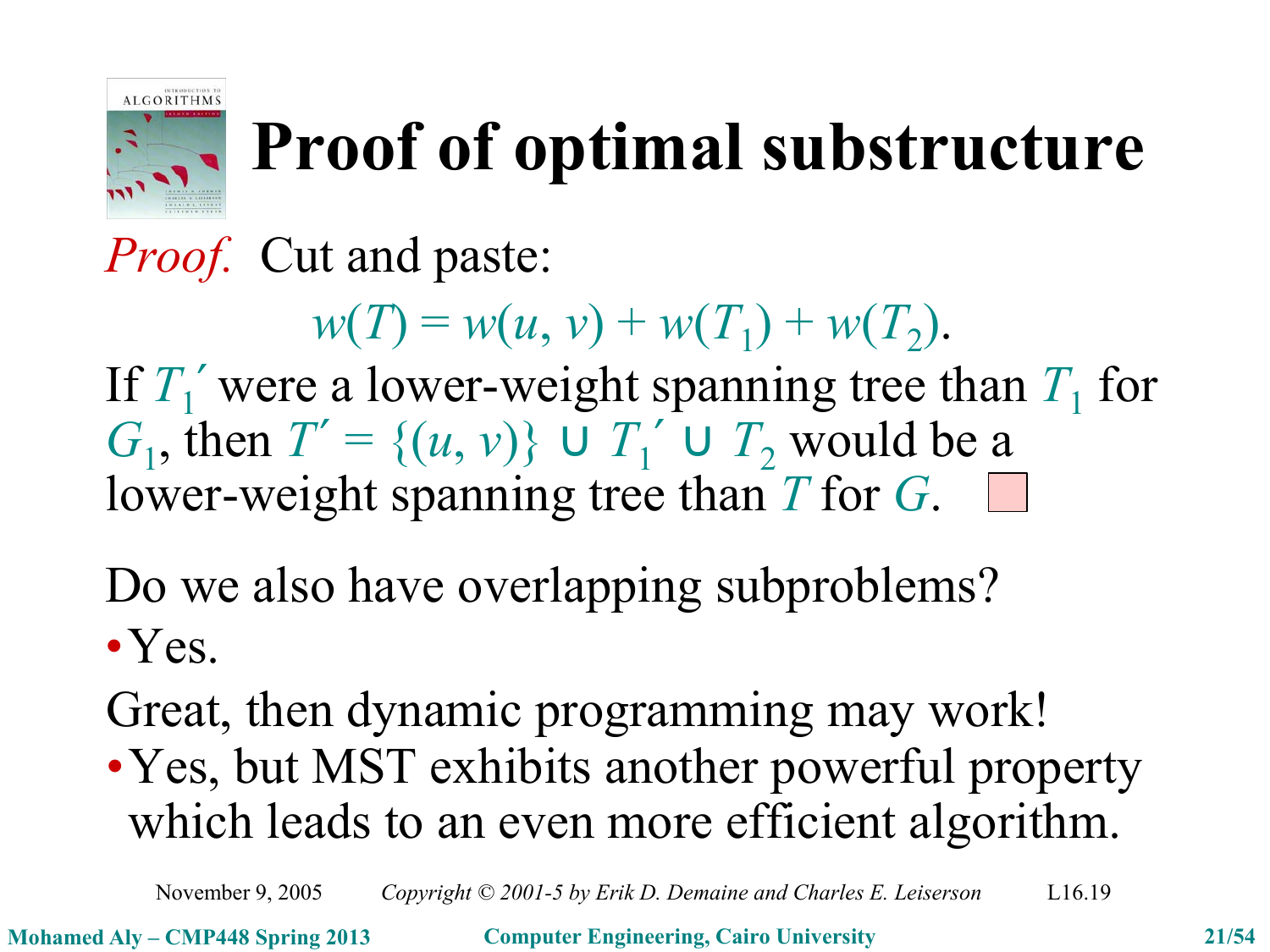# Proof of optimal substructure

*Proof.* Cut and paste:

$$w(T) = w(u, v) + w(T_1) + w(T_2).$$

If $T_1'$ were a lower-weight spanning tree than $T_1$ for $G_1$, then $T' = \{(u, v)\} \cup T_1' \cup T_2$ would be a lower-weight spanning tree than $T$ for $G$. □

Do we also have overlapping subproblems?

- Yes.

Great, then dynamic programming may work!

- Yes, but MST exhibits another powerful property which leads to an even more efficient algorithm.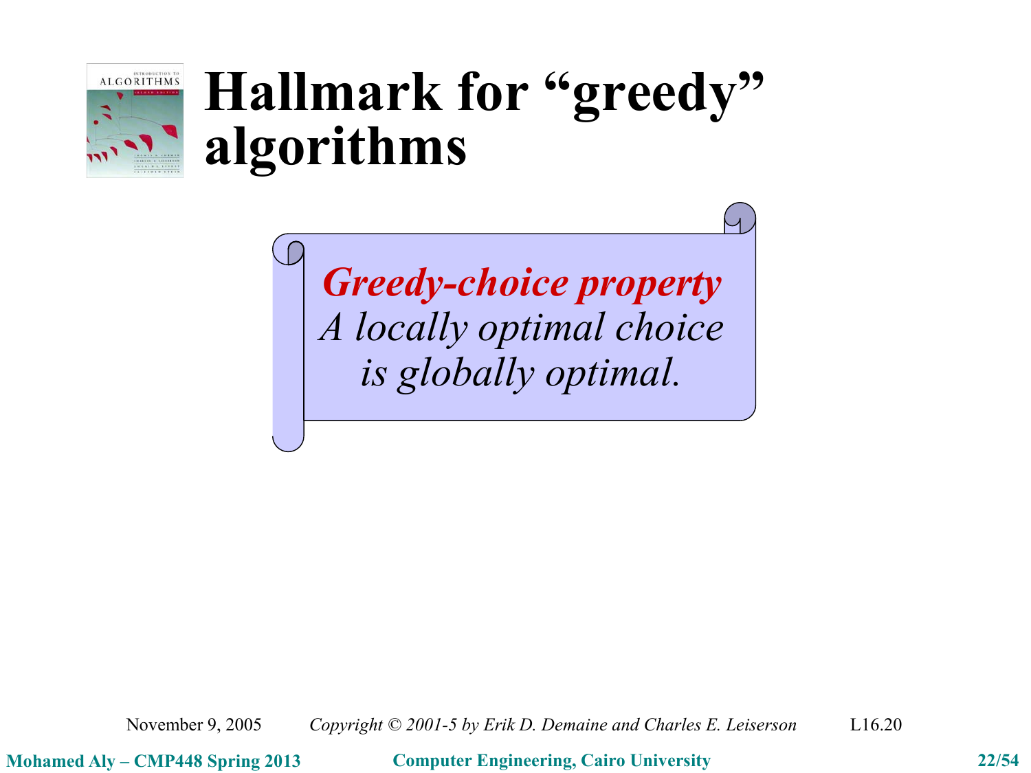# Hallmark for "greedy" algorithms

***Greedy-choice property***

*A locally optimal choice is globally optimal.*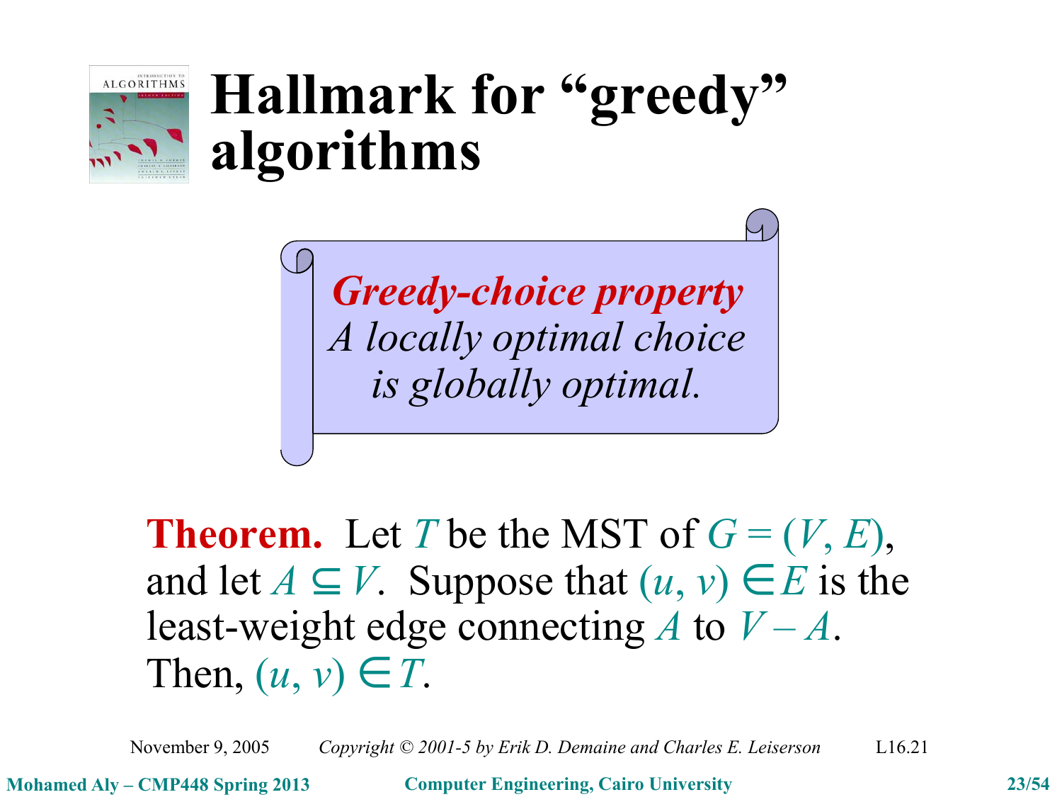# Hallmark for "greedy" algorithms

***Greedy-choice property***
*A locally optimal choice is globally optimal.*

**Theorem.** Let $T$ be the MST of $G = (V, E)$, and let $A \subseteq V$. Suppose that $(u, v) \in E$ is the least-weight edge connecting $A$ to $V - A$. Then, $(u, v) \in T$.

November 9, 2005 *Copyright © 2001-5 by Erik D. Demaine and Charles E. Leiserson* L16.21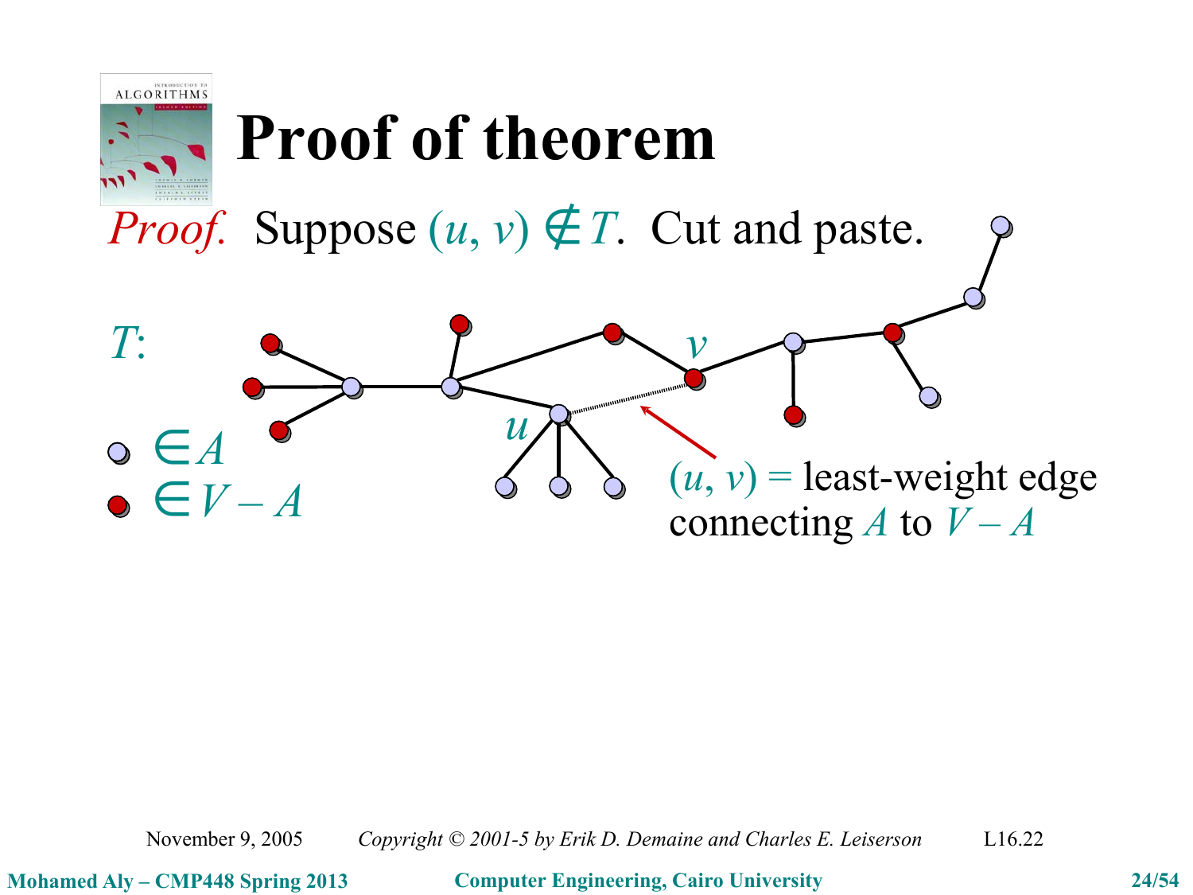# Proof of theorem

*Proof.* Suppose $(u, v) \notin T$. Cut and paste.

$T$:

- $\in A$
- $\in V - A$

$u$ $v$

$(u, v)$ = least-weight edge connecting $A$ to $V - A$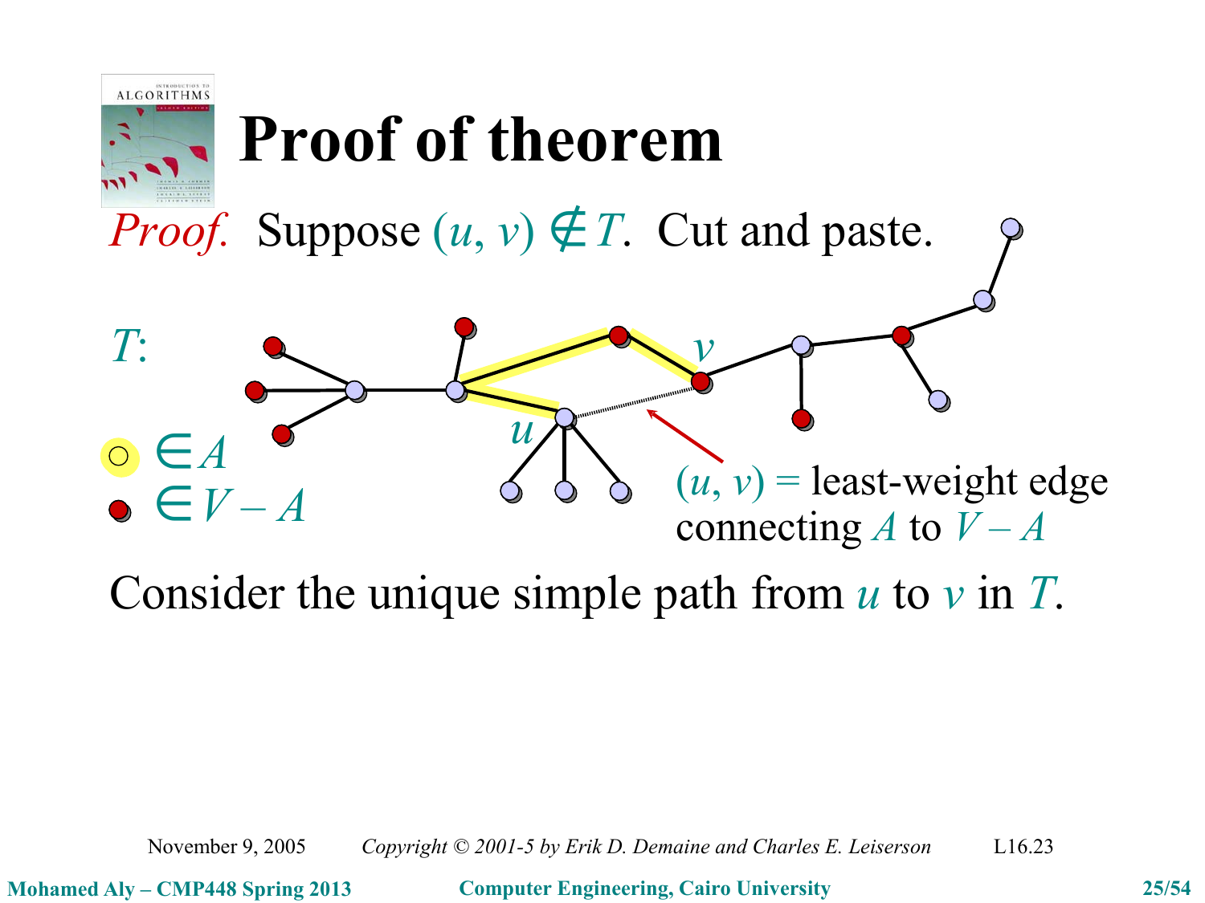# Proof of theorem

*Proof.* Suppose $(u, v) \notin T$. Cut and paste.

$T$:

$\circ \in A$

$\bullet \in V - A$

$(u, v)$ = least-weight edge connecting $A$ to $V - A$

Consider the unique simple path from $u$ to $v$ in $T$.

November 9, 2005 *Copyright © 2001-5 by Erik D. Demaine and Charles E. Leiserson* L16.23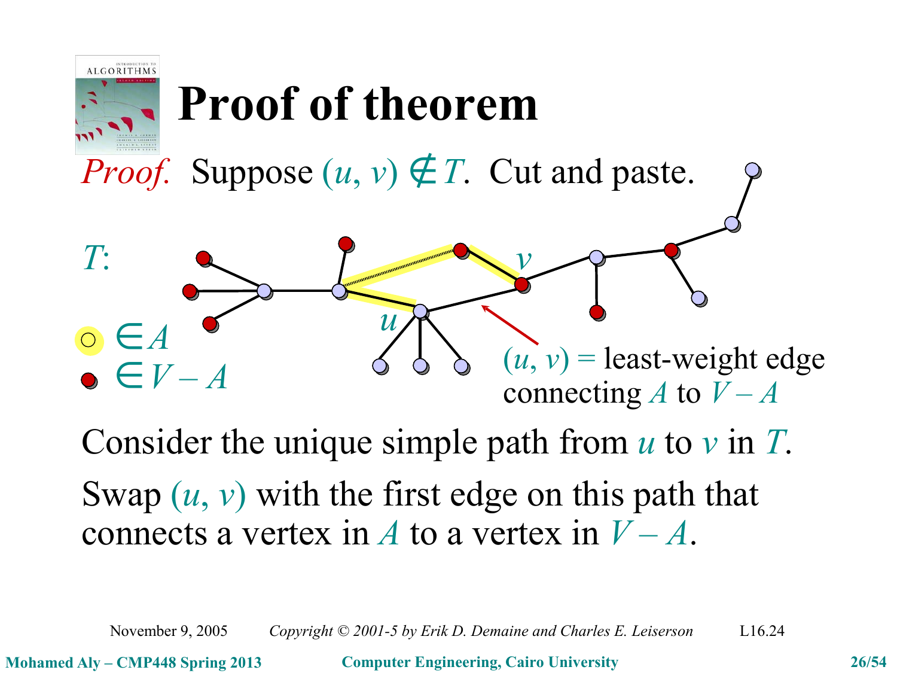# Proof of theorem

*Proof.* Suppose $(u, v) \notin T$. Cut and paste.

$T$:

○ $\in A$

● $\in V - A$

$(u, v)$ = least-weight edge connecting $A$ to $V - A$

Consider the unique simple path from $u$ to $v$ in $T$.

Swap $(u, v)$ with the first edge on this path that connects a vertex in $A$ to a vertex in $V - A$.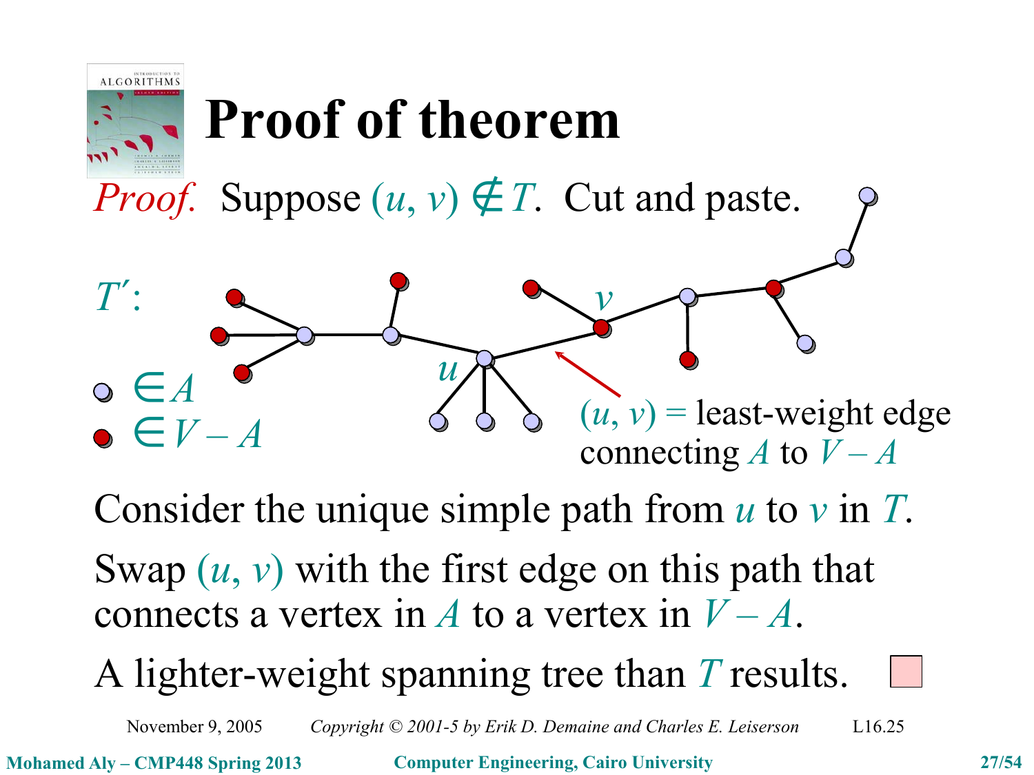# Proof of theorem

*Proof.* Suppose $(u, v) \notin T$. Cut and paste.

$T'$:

- $\in A$
- $\in V - A$

$(u, v)$ = least-weight edge connecting $A$ to $V - A$

Consider the unique simple path from $u$ to $v$ in $T$.

Swap $(u, v)$ with the first edge on this path that connects a vertex in $A$ to a vertex in $V - A$.

A lighter-weight spanning tree than $T$ results. ■

November 9, 2005 *Copyright © 2001-5 by Erik D. Demaine and Charles E. Leiserson* L16.25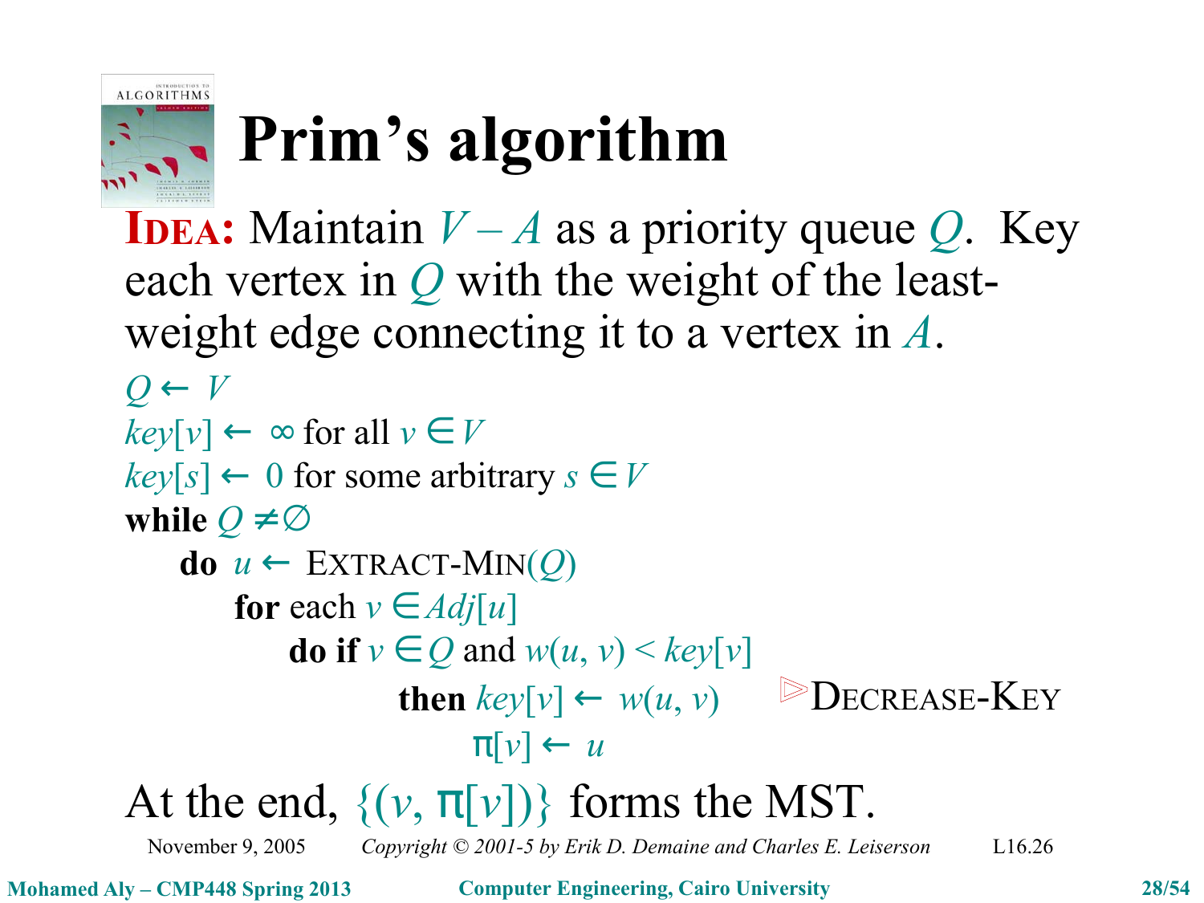# Prim's algorithm

**IDEA:** Maintain $V - A$ as a priority queue $Q$. Key each vertex in $Q$ with the weight of the least-weight edge connecting it to a vertex in $A$.

$Q \leftarrow V$
$key[v] \leftarrow \infty$ for all $v \in V$
$key[s] \leftarrow 0$ for some arbitrary $s \in V$
**while** $Q \neq \emptyset$
  **do** $u \leftarrow$ EXTRACT-MIN($Q$)
    **for** each $v \in Adj[u]$
      **do if** $v \in Q$ and $w(u, v) < key[v]$
        **then** $key[v] \leftarrow w(u, v)$  ▷ DECREASE-KEY
          $\pi[v] \leftarrow u$

At the end, $\{(v, \pi[v])\}$ forms the MST.

November 9, 2005  *Copyright © 2001-5 by Erik D. Demaine and Charles E. Leiserson*  L16.26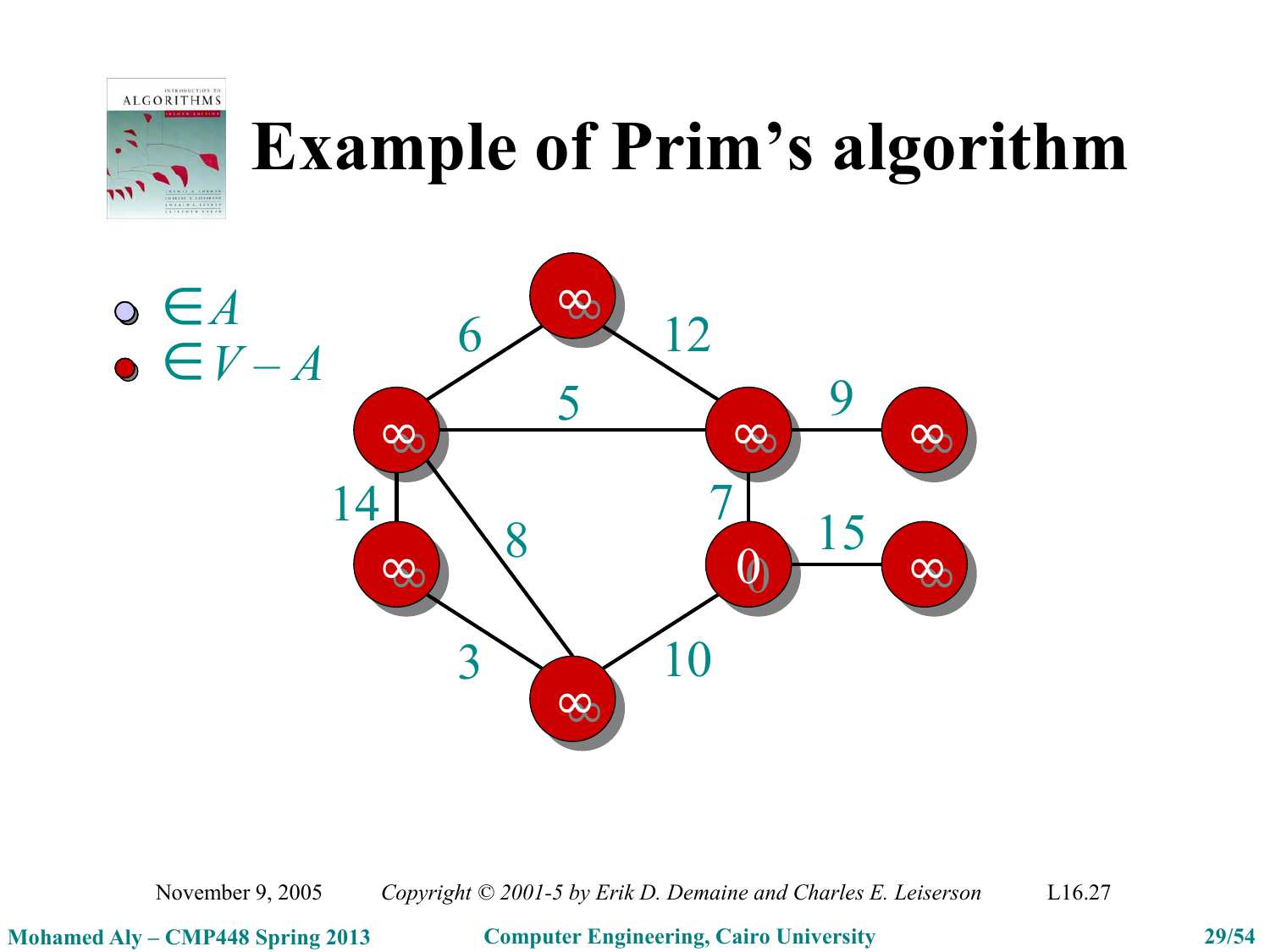# Example of Prim's algorithm

- $\in A$
- $\in V - A$

6, 12, 5, 9, 14, 8, 7, 15, 3, 10

∞ ∞ ∞ ∞ ∞ 0 ∞ ∞ ∞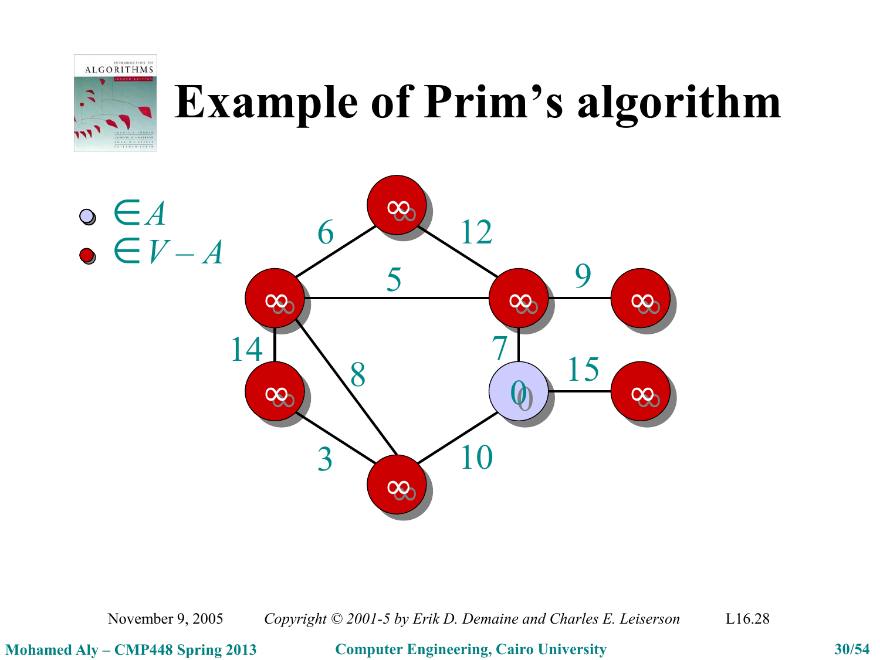# Example of Prim's algorithm

- $\in A$
- $\in V - A$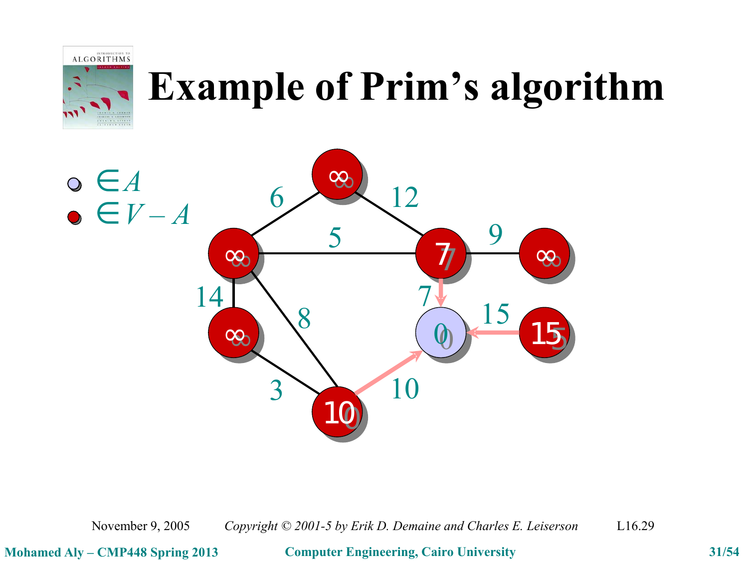# Example of Prim's algorithm

- $\in A$
- $\in V - A$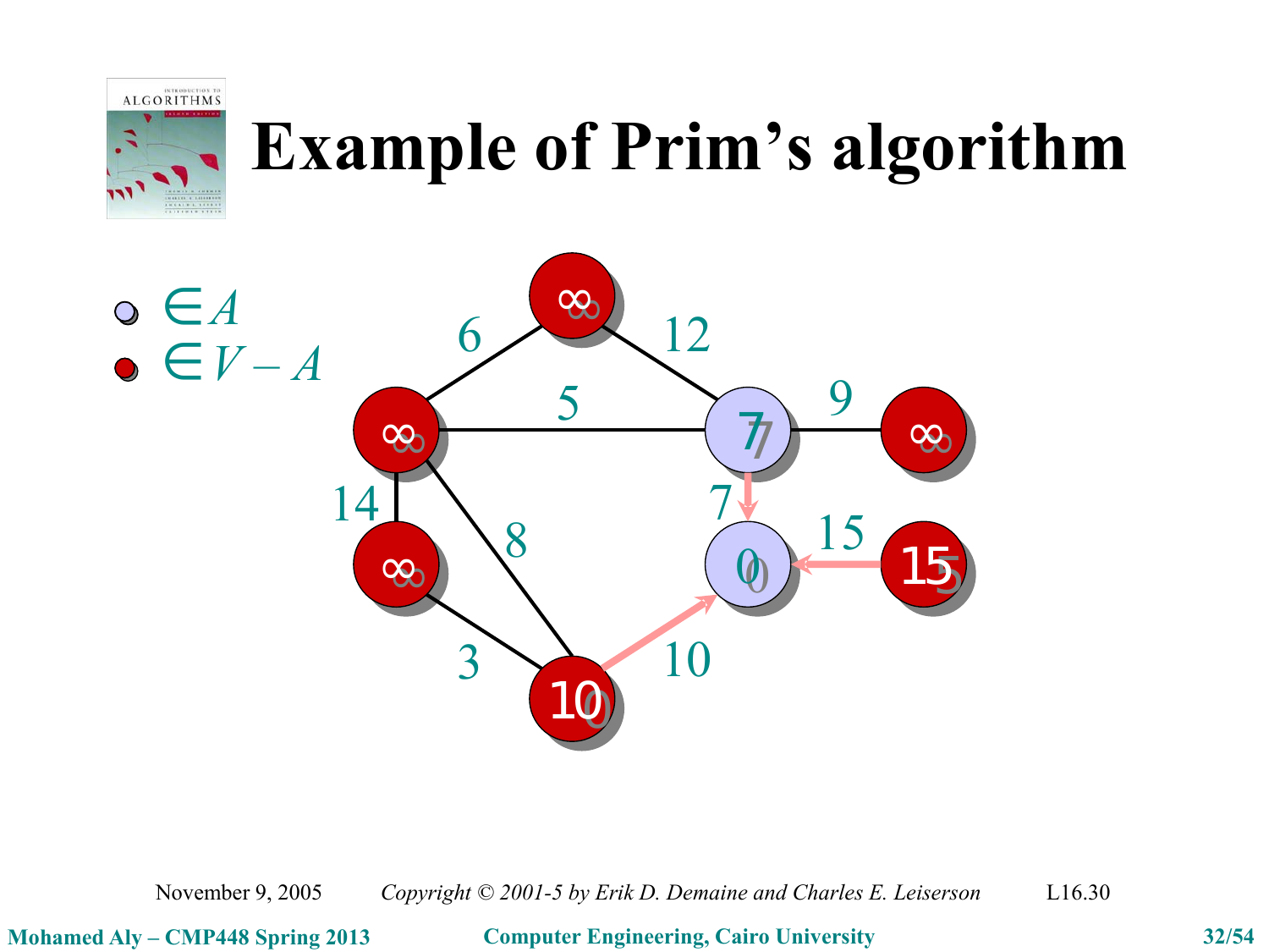# Example of Prim's algorithm

- $\in A$
- $\in V - A$

November 9, 2005 *Copyright © 2001-5 by Erik D. Demaine and Charles E. Leiserson* L16.30

Mohamed Aly – CMP448 Spring 2013 Computer Engineering, Cairo University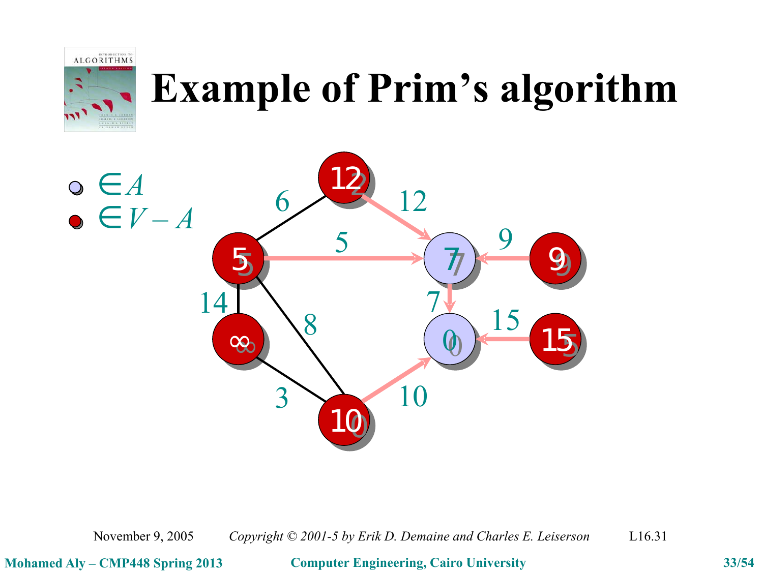# Example of Prim's algorithm

- $\in A$
- $\in V - A$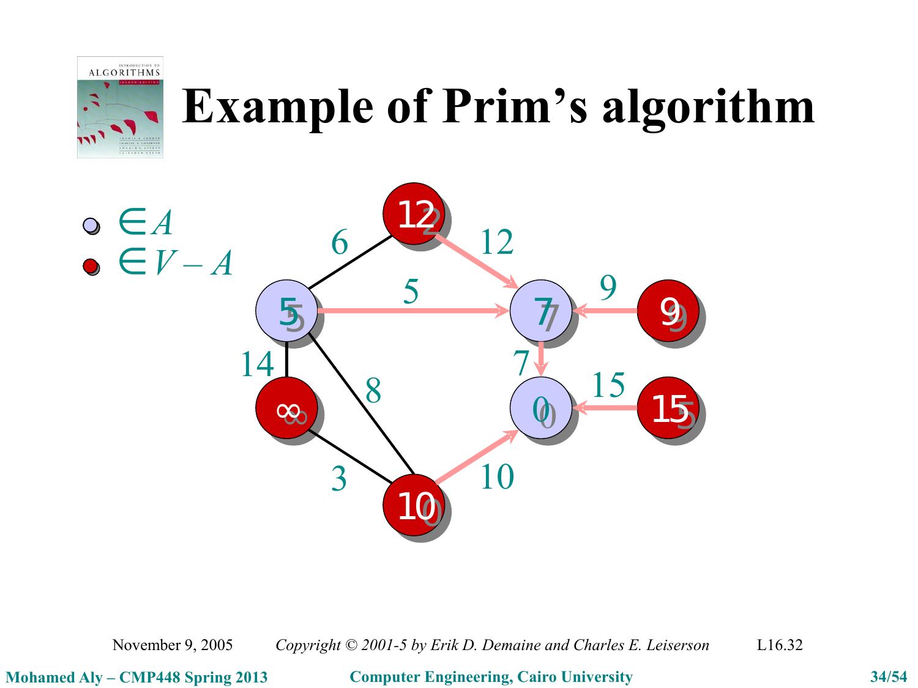# Example of Prim's algorithm

- $\in A$
- $\in V - A$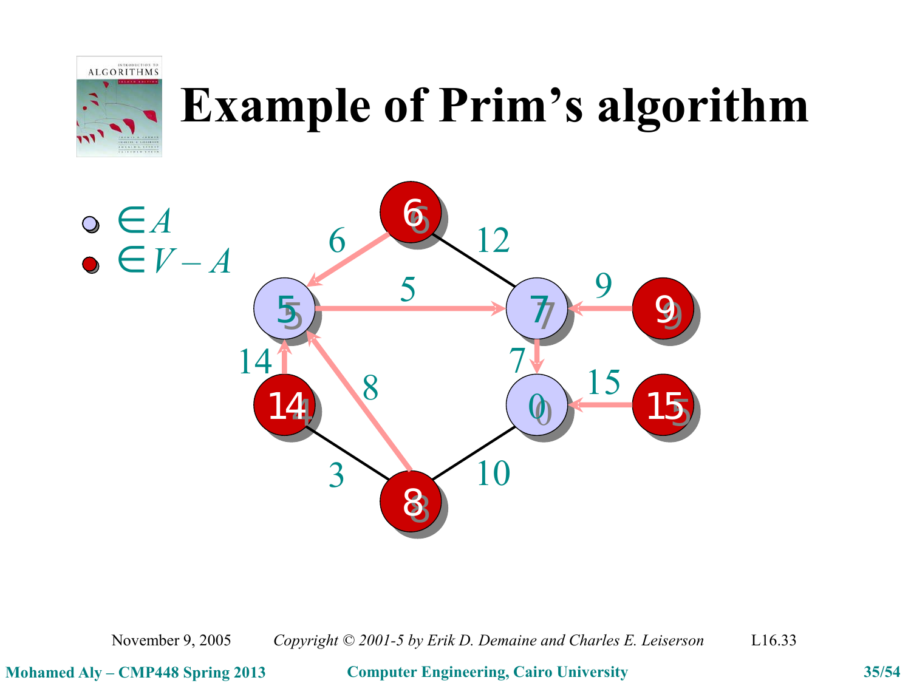# Example of Prim's algorithm

- $\in A$
- $\in V - A$

November 9, 2005 *Copyright © 2001-5 by Erik D. Demaine and Charles E. Leiserson* L16.33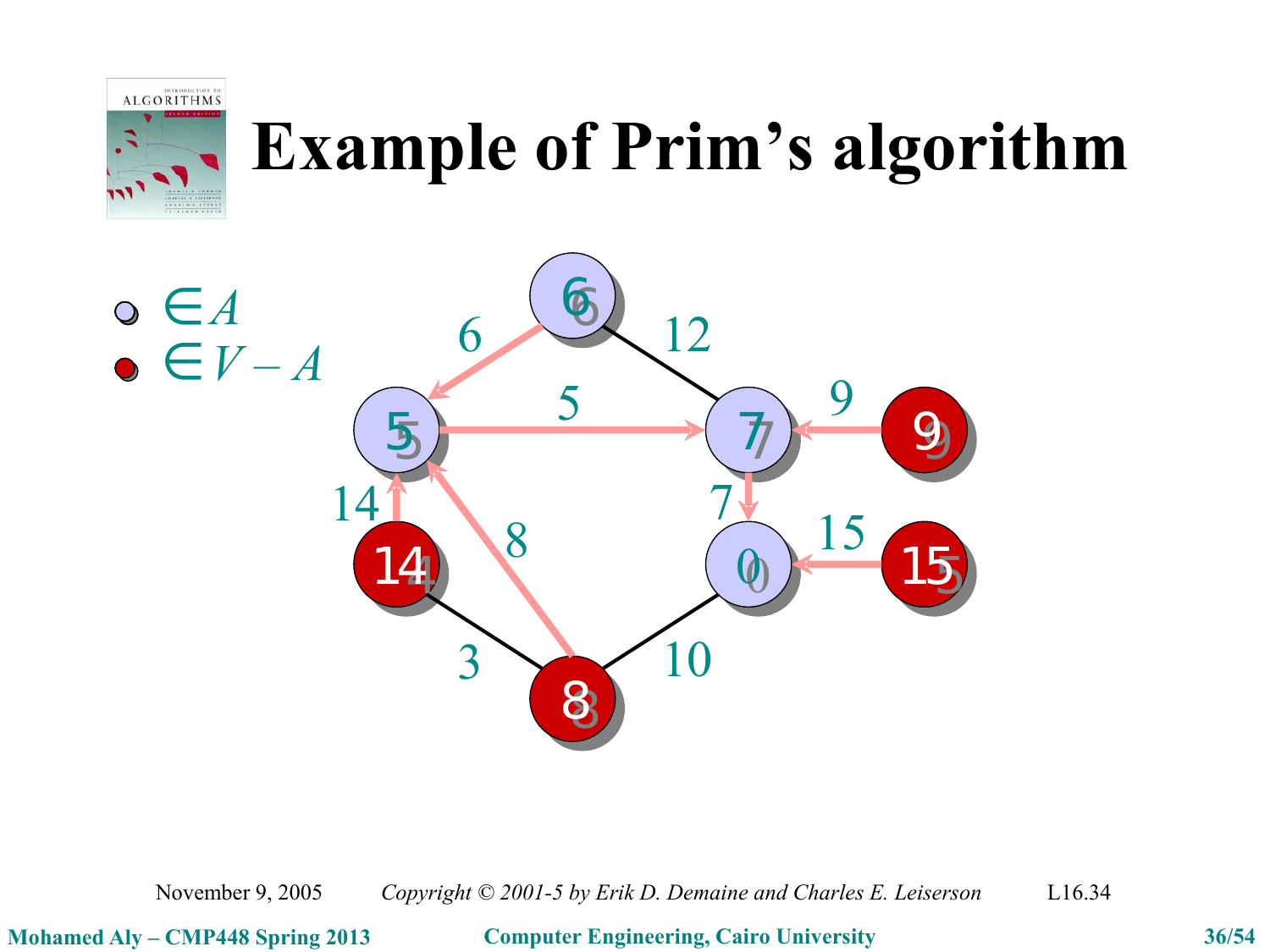# Example of Prim's algorithm

- $\in A$
- $\in V - A$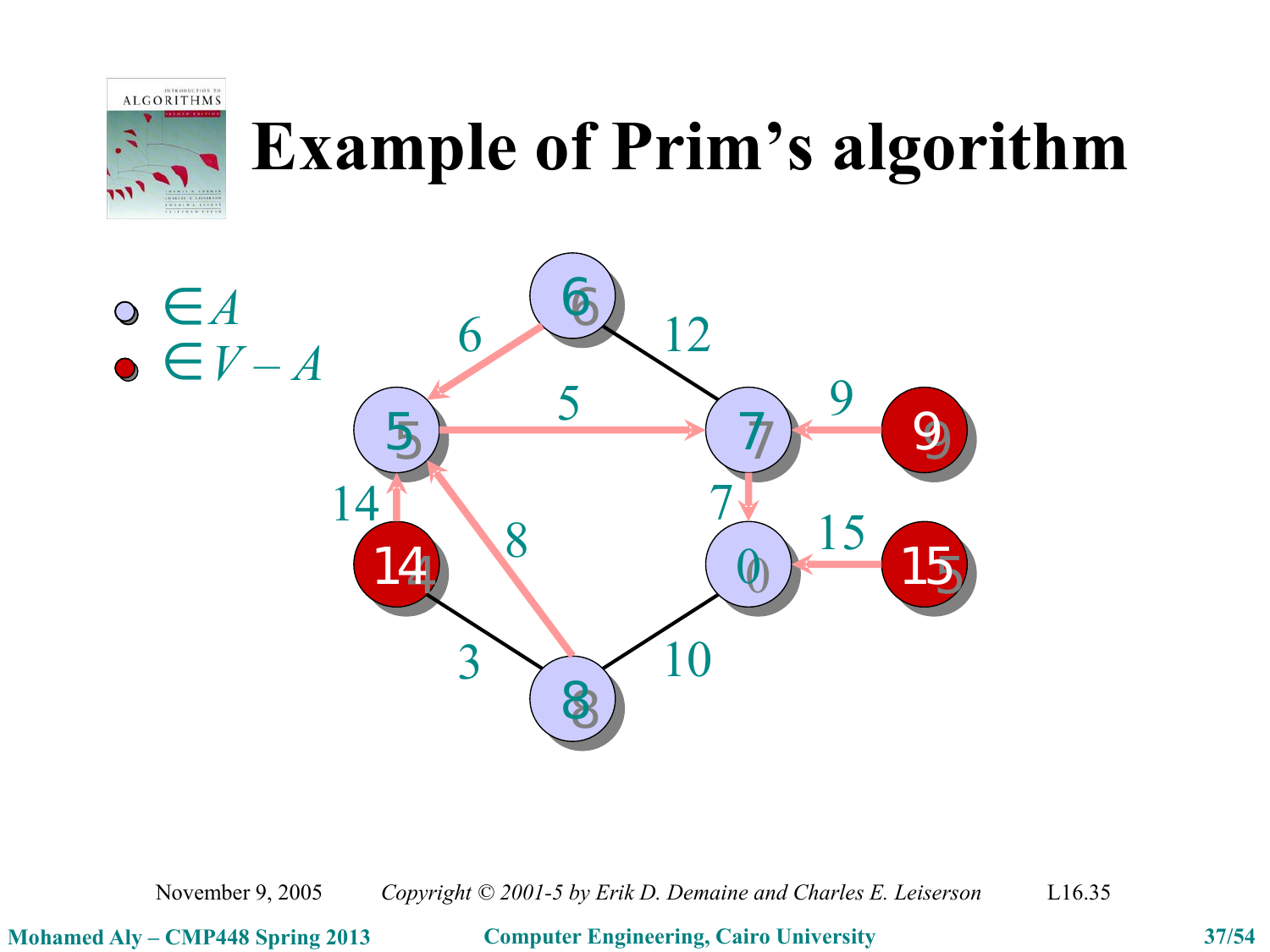# Example of Prim's algorithm

- $\in A$
- $\in V - A$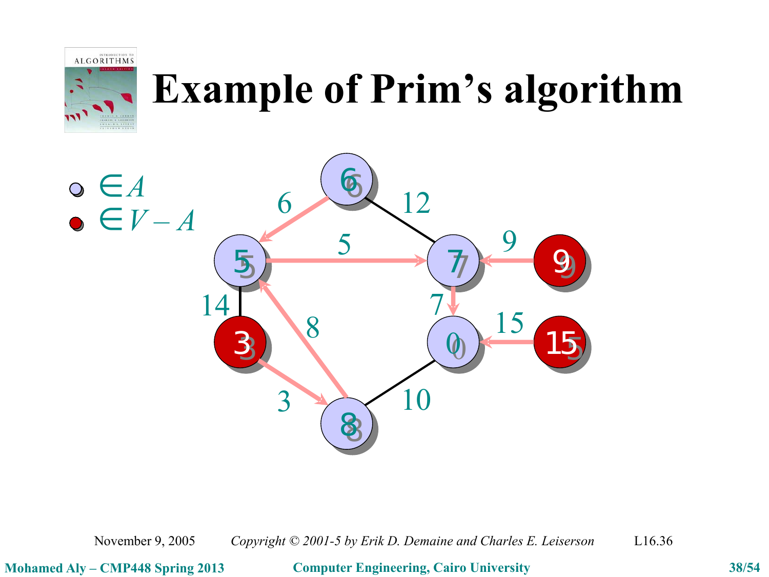# Example of Prim's algorithm

- $\in A$
- $\in V - A$

November 9, 2005 *Copyright © 2001-5 by Erik D. Demaine and Charles E. Leiserson* L16.36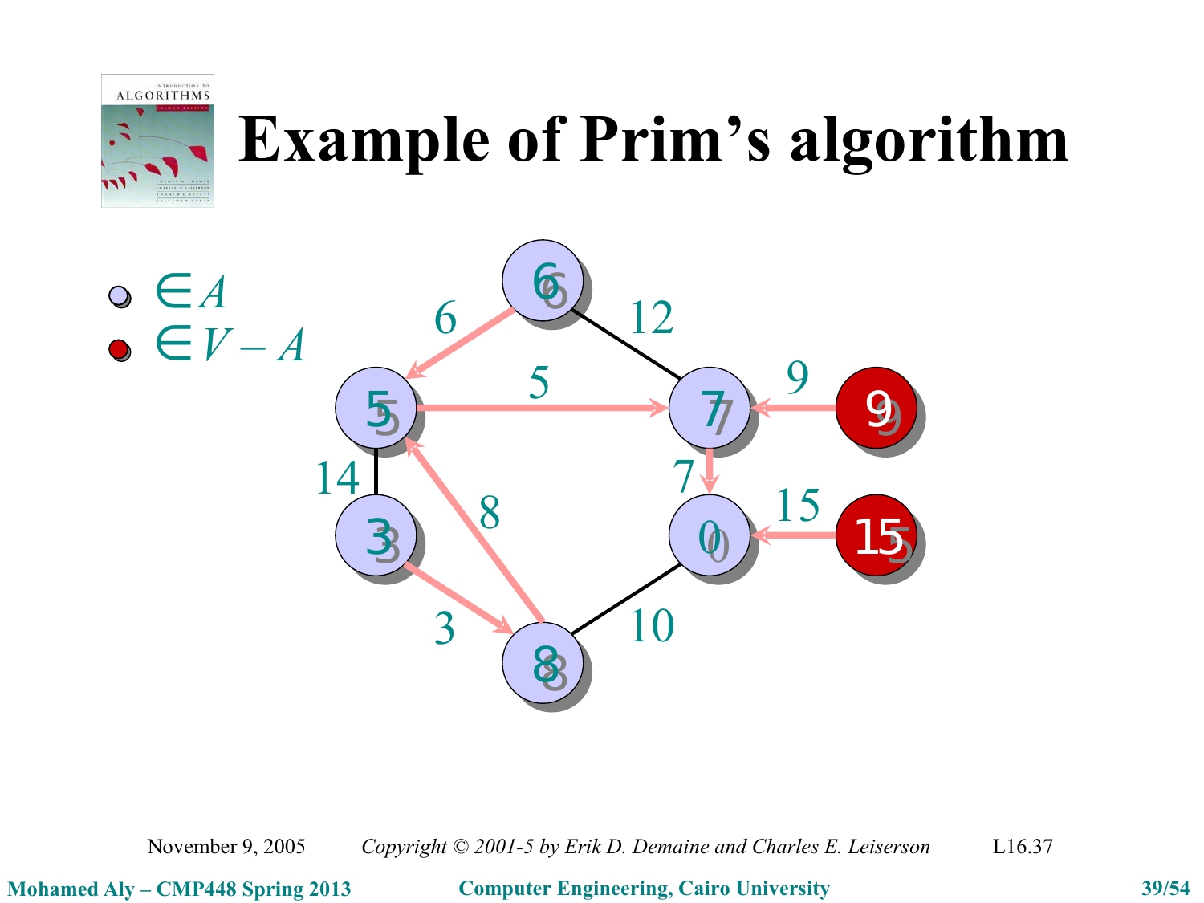# Example of Prim's algorithm

- $\in A$
- $\in V - A$

6 &nbsp;&nbsp; 12

5 &nbsp;&nbsp; 5 &nbsp;&nbsp; 7 &nbsp;&nbsp; 9 &nbsp;&nbsp; 9

14 &nbsp;&nbsp; 7

3 &nbsp;&nbsp; 8 &nbsp;&nbsp; 0 &nbsp;&nbsp; 15 &nbsp;&nbsp; 15

3 &nbsp;&nbsp; 8 &nbsp;&nbsp; 10

November 9, 2005 &nbsp;&nbsp; *Copyright © 2001-5 by Erik D. Demaine and Charles E. Leiserson* &nbsp;&nbsp; L16.37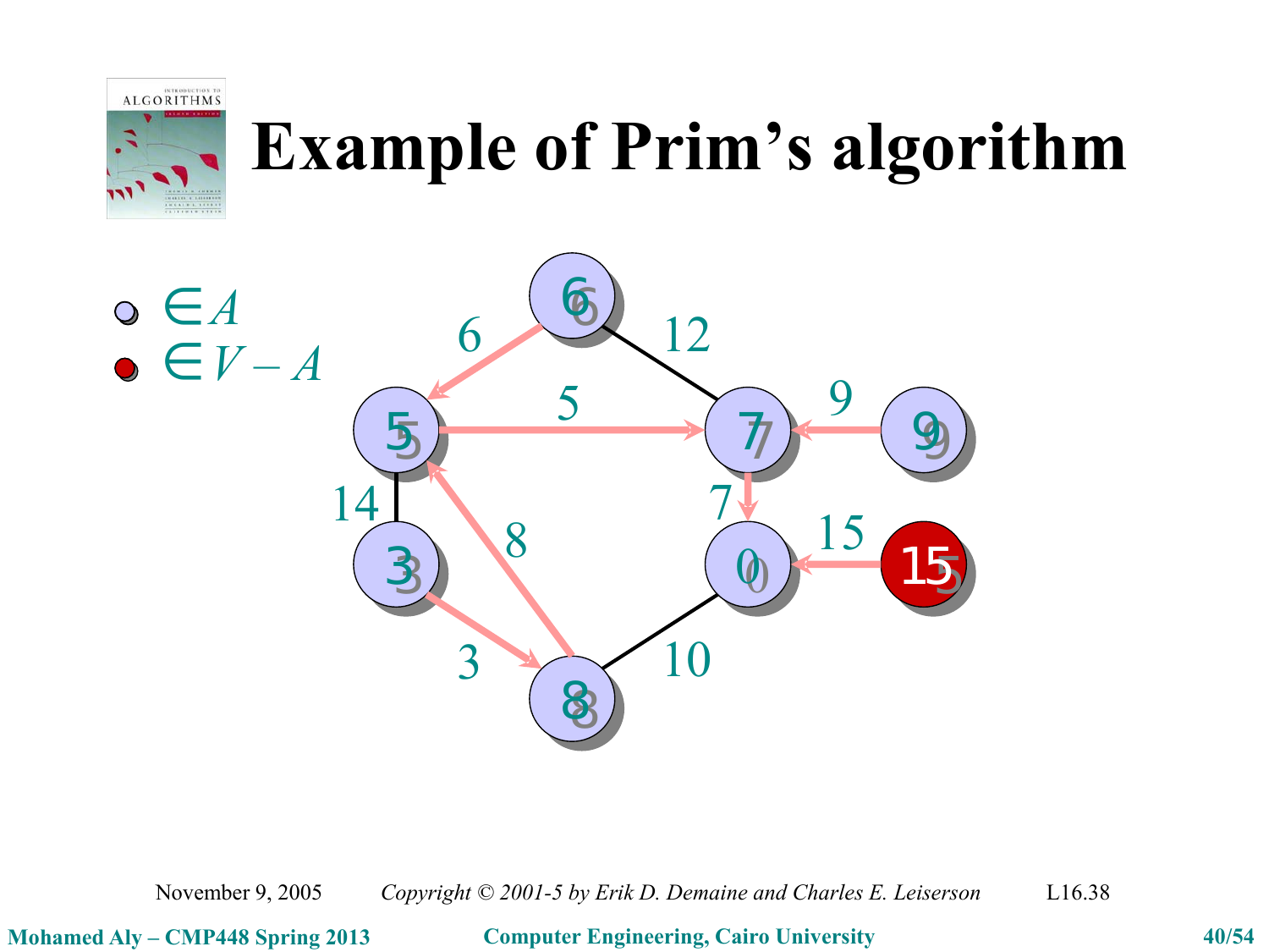# Example of Prim's algorithm

- $\in A$
- $\in V - A$

6 12 5 9 14 7 8 15 3 10

6 5 7 9 3 0 15 8

November 9, 2005 *Copyright © 2001-5 by Erik D. Demaine and Charles E. Leiserson* L16.38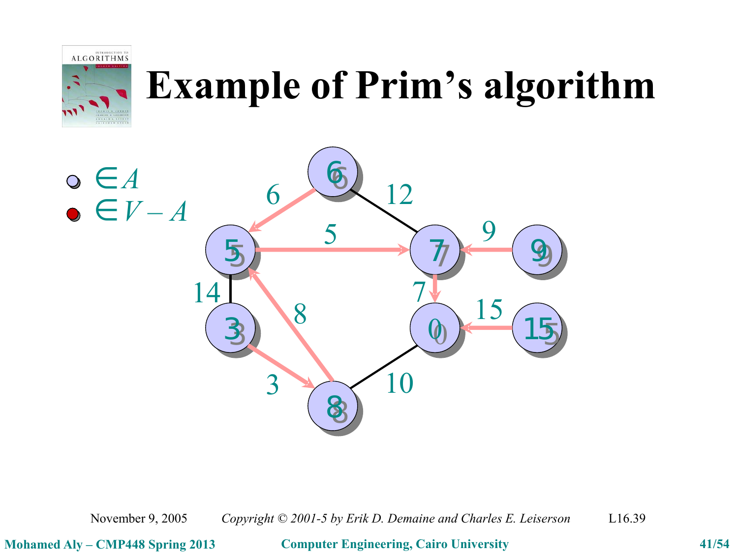# Example of Prim's algorithm

- $\in A$
- $\in V - A$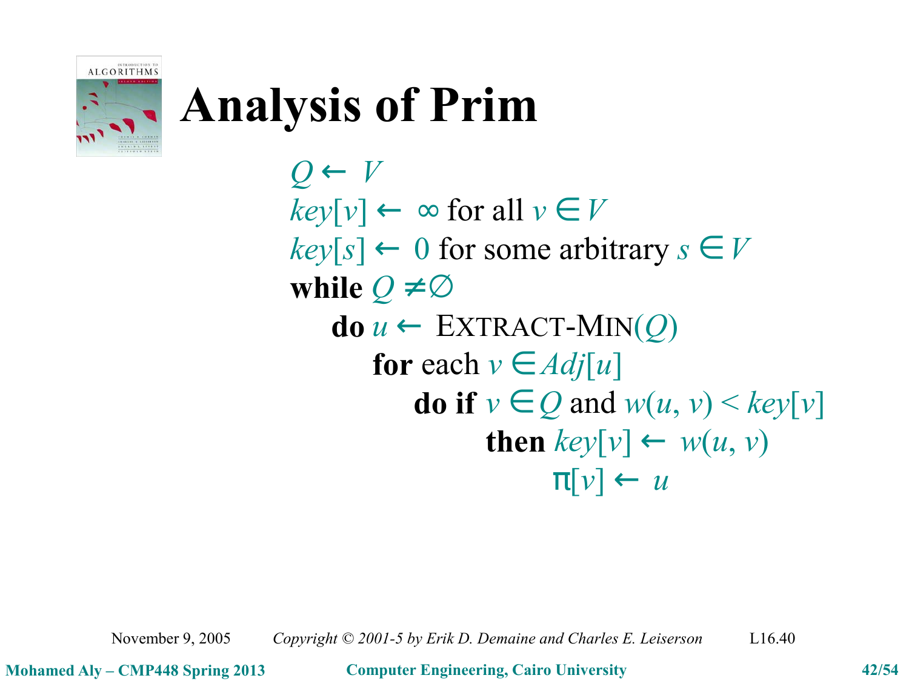# Analysis of Prim

$Q \leftarrow V$

$key[v] \leftarrow \infty$ for all $v \in V$

$key[s] \leftarrow 0$ for some arbitrary $s \in V$

**while** $Q \neq \emptyset$

    **do** $u \leftarrow$ EXTRACT-MIN($Q$)

        **for** each $v \in Adj[u]$

            **do if** $v \in Q$ and $w(u, v) < key[v]$

                **then** $key[v] \leftarrow w(u, v)$

                    $\pi[v] \leftarrow u$

November 9, 2005    *Copyright © 2001-5 by Erik D. Demaine and Charles E. Leiserson*    L16.40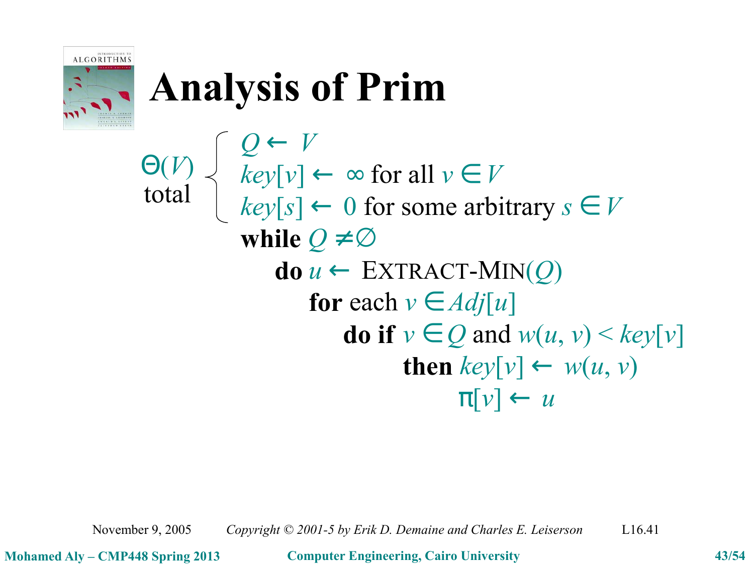# Analysis of Prim

$\Theta(V)$ total:

$Q \leftarrow V$
$key[v] \leftarrow \infty$ for all $v \in V$
$key[s] \leftarrow 0$ for some arbitrary $s \in V$

**while** $Q \neq \emptyset$
  **do** $u \leftarrow$ EXTRACT-MIN$(Q)$
    **for** each $v \in Adj[u]$
      **do if** $v \in Q$ and $w(u, v) < key[v]$
        **then** $key[v] \leftarrow w(u, v)$
          $\pi[v] \leftarrow u$

November 9, 2005 *Copyright © 2001-5 by Erik D. Demaine and Charles E. Leiserson* L16.41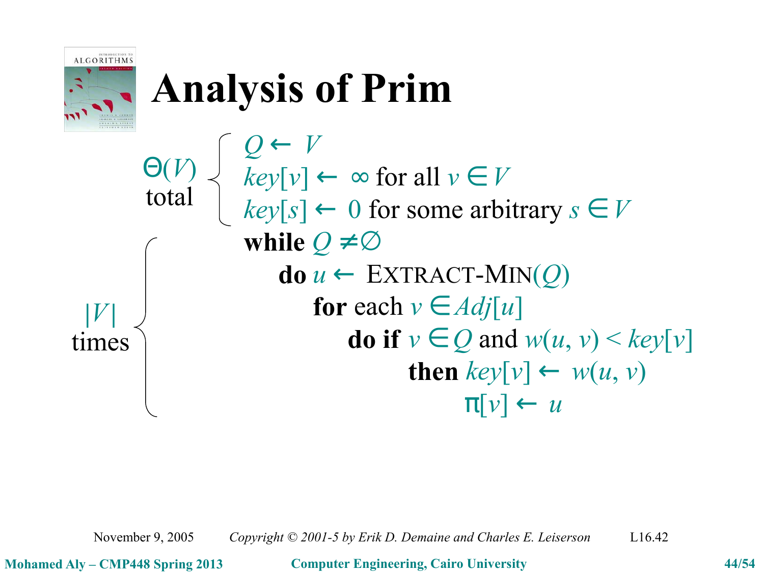# Analysis of Prim

$\Theta(V)$ total:

$Q \leftarrow V$
$key[v] \leftarrow \infty$ for all $v \in V$
$key[s] \leftarrow 0$ for some arbitrary $s \in V$

$|V|$ times:

**while** $Q \neq \emptyset$
  **do** $u \leftarrow$ EXTRACT-MIN$(Q)$
    **for each** $v \in Adj[u]$
      **do if** $v \in Q$ and $w(u, v) < key[v]$
        **then** $key[v] \leftarrow w(u, v)$
          $\pi[v] \leftarrow u$

November 9, 2005 — *Copyright © 2001-5 by Erik D. Demaine and Charles E. Leiserson* — L16.42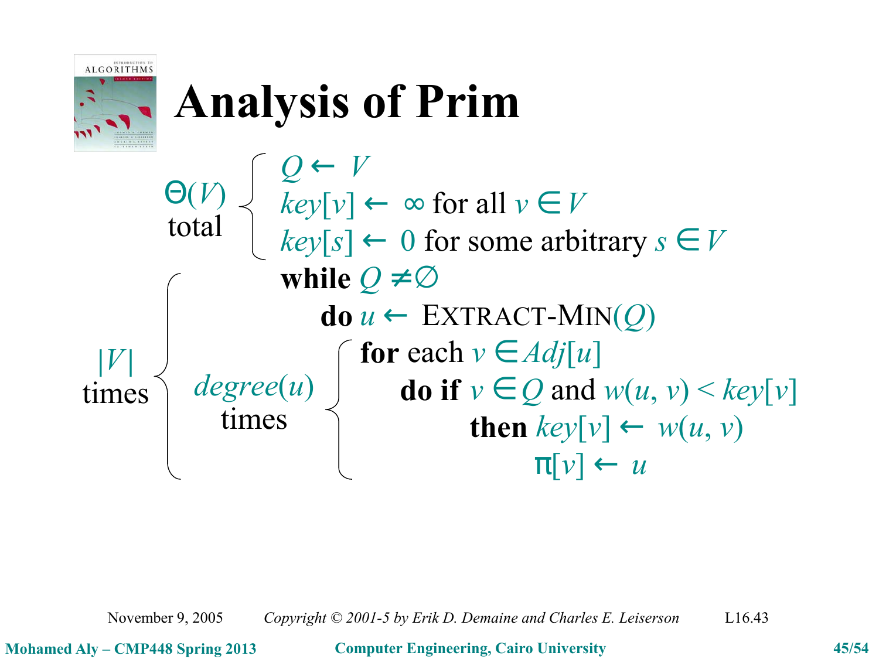# Analysis of Prim

$\Theta(V)$ total:

$Q \leftarrow V$

$key[v] \leftarrow \infty$ for all $v \in V$

$key[s] \leftarrow 0$ for some arbitrary $s \in V$

$|V|$ times:

**while** $Q \neq \emptyset$

&nbsp;&nbsp;&nbsp;&nbsp;**do** $u \leftarrow$ EXTRACT-MIN$(Q)$

$degree(u)$ times:

&nbsp;&nbsp;&nbsp;&nbsp;&nbsp;&nbsp;&nbsp;&nbsp;**for each** $v \in Adj[u]$

&nbsp;&nbsp;&nbsp;&nbsp;&nbsp;&nbsp;&nbsp;&nbsp;&nbsp;&nbsp;&nbsp;&nbsp;**do if** $v \in Q$ and $w(u, v) < key[v]$

&nbsp;&nbsp;&nbsp;&nbsp;&nbsp;&nbsp;&nbsp;&nbsp;&nbsp;&nbsp;&nbsp;&nbsp;&nbsp;&nbsp;&nbsp;&nbsp;**then** $key[v] \leftarrow w(u, v)$

&nbsp;&nbsp;&nbsp;&nbsp;&nbsp;&nbsp;&nbsp;&nbsp;&nbsp;&nbsp;&nbsp;&nbsp;&nbsp;&nbsp;&nbsp;&nbsp;&nbsp;&nbsp;&nbsp;&nbsp;&nbsp;&nbsp;$\pi[v] \leftarrow u$

November 9, 2005 *Copyright © 2001-5 by Erik D. Demaine and Charles E. Leiserson* L16.43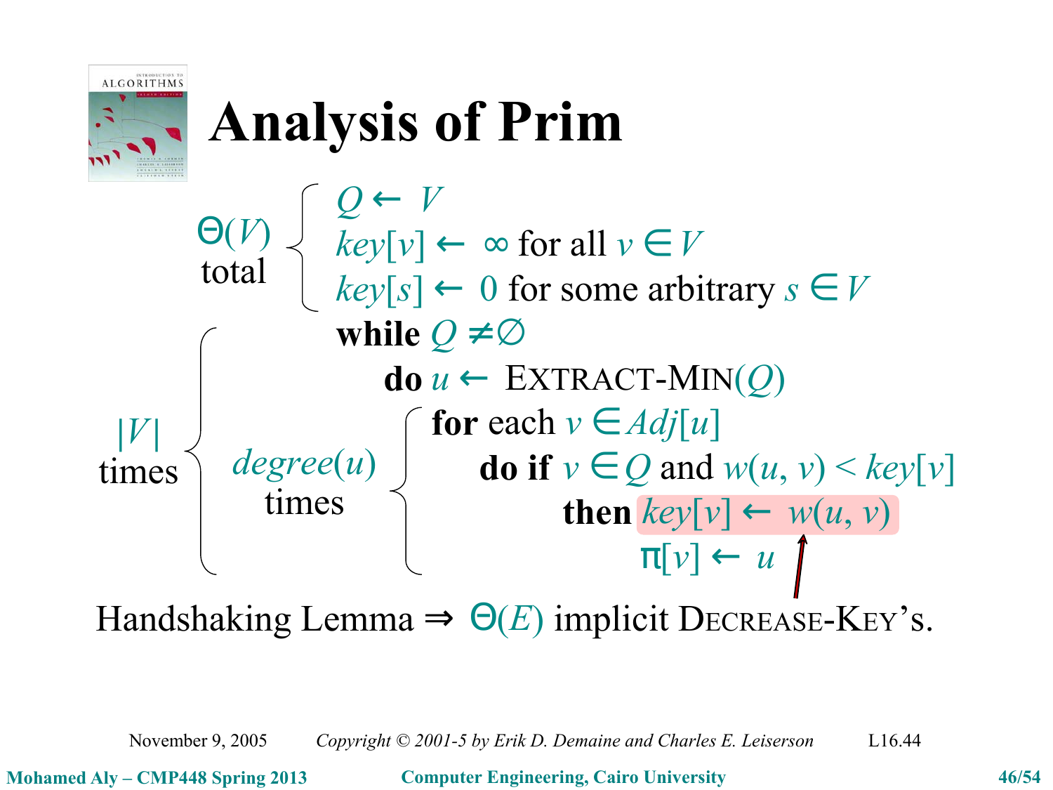# Analysis of Prim

$\Theta(V)$ total:

$Q \leftarrow V$

$key[v] \leftarrow \infty$ for all $v \in V$

$key[s] \leftarrow 0$ for some arbitrary $s \in V$

$|V|$ times:

**while** $Q \neq \emptyset$

  **do** $u \leftarrow$ EXTRACT-MIN($Q$)

  $degree(u)$ times:

   **for each** $v \in Adj[u]$

    **do if** $v \in Q$ and $w(u, v) < key[v]$

     **then** $key[v] \leftarrow w(u, v)$

      $\pi[v] \leftarrow u$

Handshaking Lemma $\Rightarrow$ $\Theta(E)$ implicit DECREASE-KEY's.

November 9, 2005   Copyright © 2001-5 by Erik D. Demaine and Charles E. Leiserson   L16.44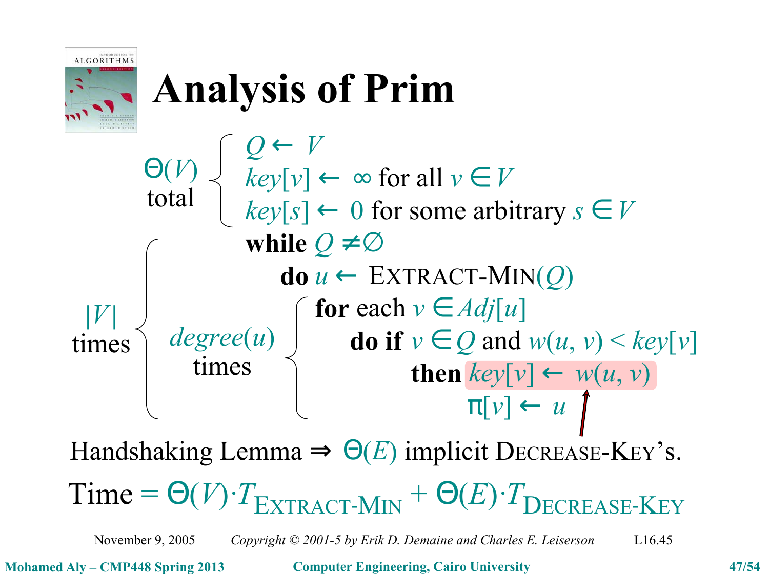# Analysis of Prim

$\Theta(V)$ total:

```
Q ← V
key[v] ← ∞ for all v ∈ V
key[s] ← 0 for some arbitrary s ∈ V
```

$|V|$ times:

```
while Q ≠ ∅
    do u ← EXTRACT-MIN(Q)
```

$degree(u)$ times:

```
       for each v ∈ Adj[u]
           do if v ∈ Q and w(u, v) < key[v]
                 then key[v] ← w(u, v)
                      π[v] ← u
```

Handshaking Lemma ⇒ $\Theta(E)$ implicit DECREASE-KEY's.

Time = $\Theta(V) \cdot T_{\text{EXTRACT-MIN}} + \Theta(E) \cdot T_{\text{DECREASE-KEY}}$

November 9, 2005 *Copyright © 2001-5 by Erik D. Demaine and Charles E. Leiserson* L16.45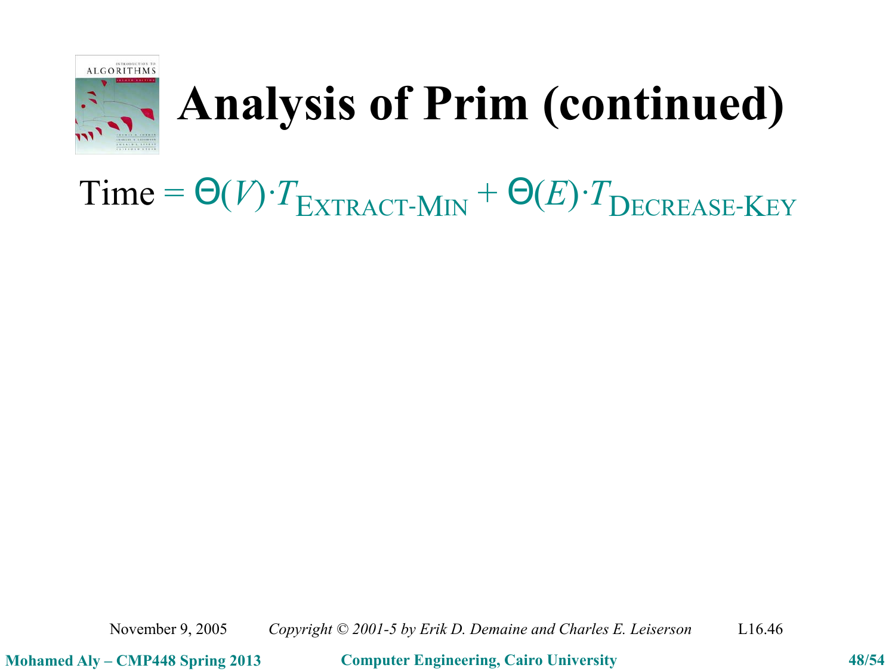# Analysis of Prim (continued)

Time = $\Theta(V) \cdot T_{\text{EXTRACT-MIN}} + \Theta(E) \cdot T_{\text{DECREASE-KEY}}$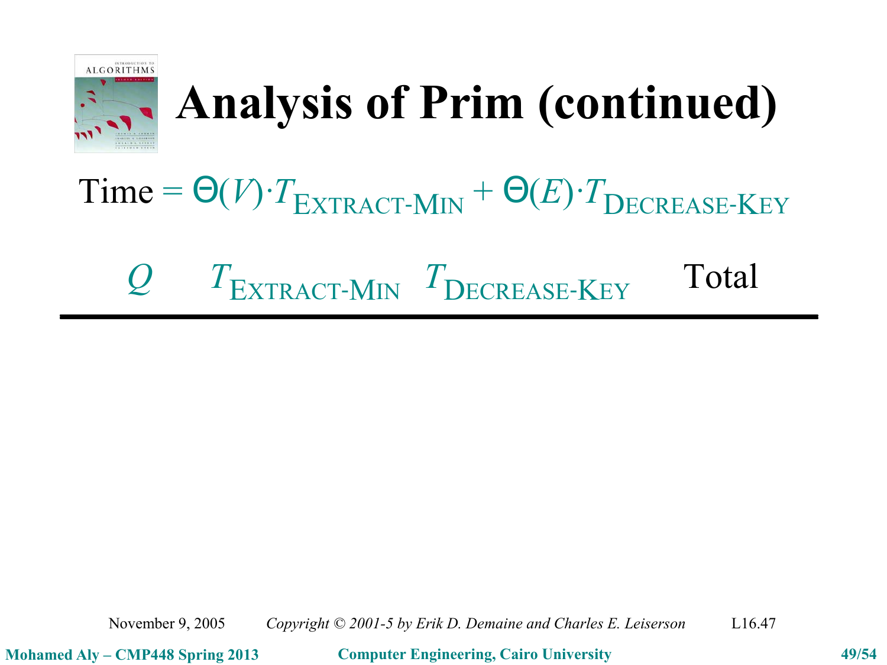# Analysis of Prim (continued)

$$\text{Time} = \Theta(V) \cdot T_{\text{EXTRACT-MIN}} + \Theta(E) \cdot T_{\text{DECREASE-KEY}}$$

| $Q$ | $T_{\text{EXTRACT-MIN}}$ | $T_{\text{DECREASE-KEY}}$ | Total |
| --- | --- | --- | --- |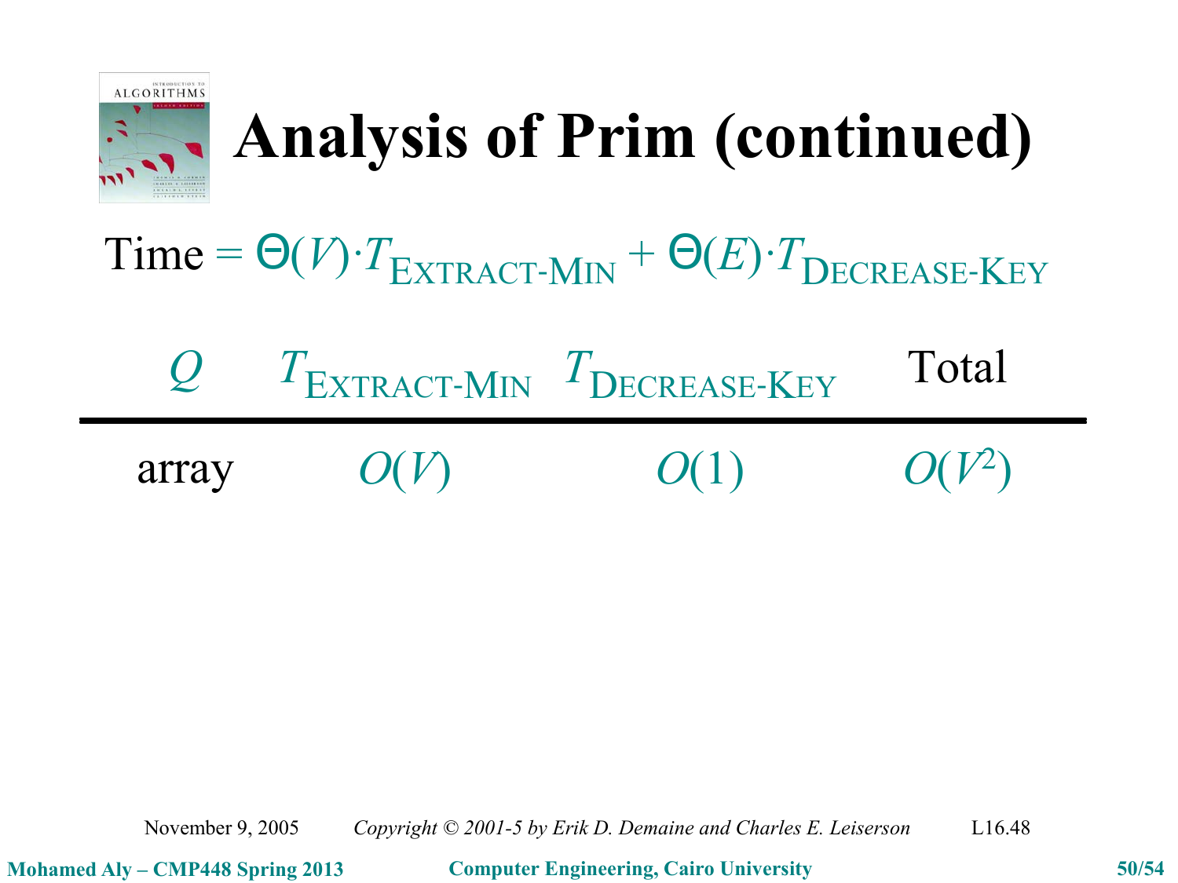# Analysis of Prim (continued)

Time = $\Theta(V)\cdot T_{\text{EXTRACT-MIN}} + \Theta(E)\cdot T_{\text{DECREASE-KEY}}$

| $Q$ | $T_{\text{EXTRACT-MIN}}$ | $T_{\text{DECREASE-KEY}}$ | Total |
|---|---|---|---|
| array | $O(V)$ | $O(1)$ | $O(V^2)$ |

November 9, 2005 *Copyright © 2001-5 by Erik D. Demaine and Charles E. Leiserson* L16.48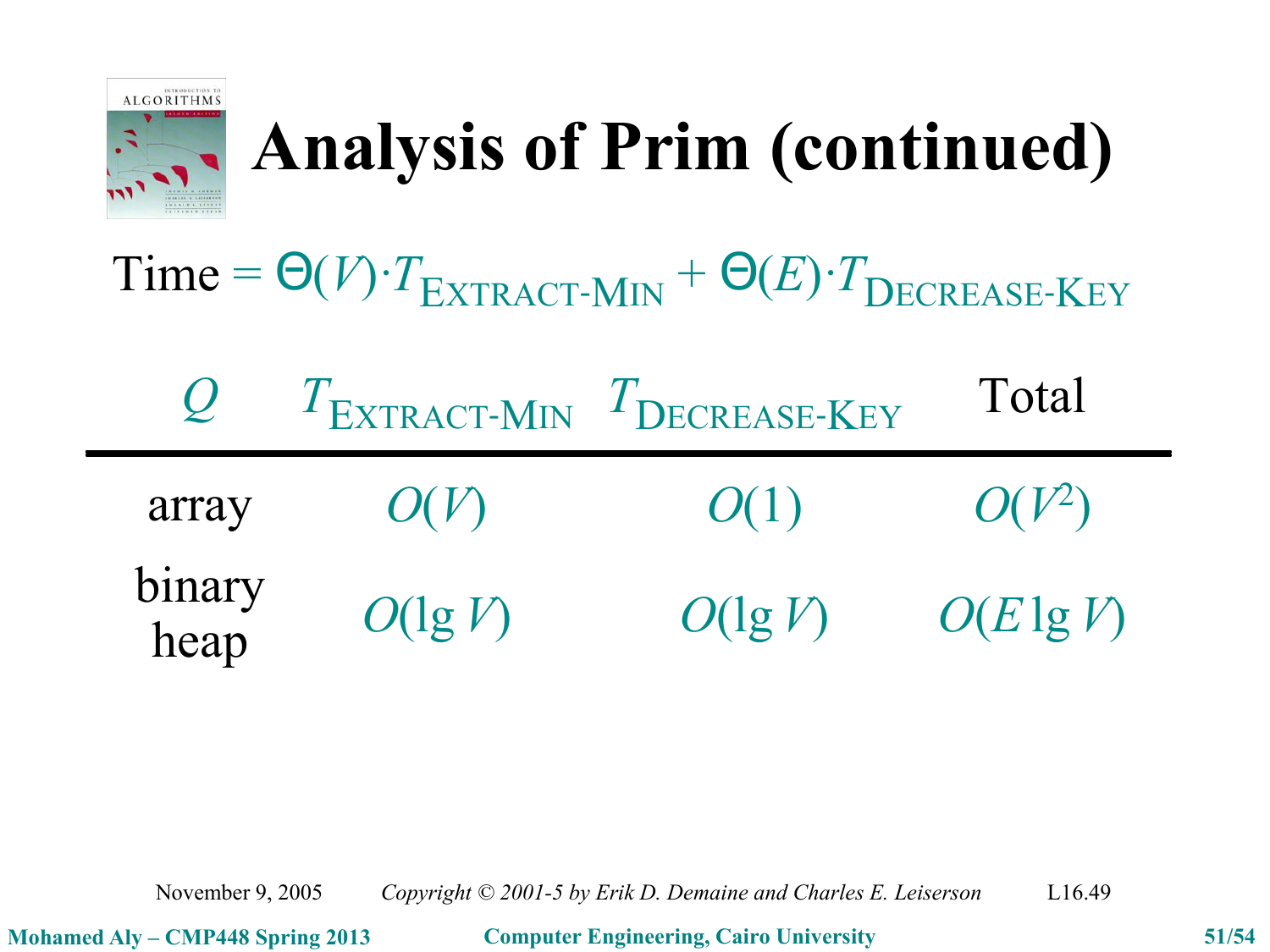# Analysis of Prim (continued)

Time = $\Theta(V) \cdot T_{\text{EXTRACT-MIN}} + \Theta(E) \cdot T_{\text{DECREASE-KEY}}$

| $Q$ | $T_{\text{EXTRACT-MIN}}$ | $T_{\text{DECREASE-KEY}}$ | Total |
|---|---|---|---|
| array | $O(V)$ | $O(1)$ | $O(V^2)$ |
| binary heap | $O(\lg V)$ | $O(\lg V)$ | $O(E \lg V)$ |

November 9, 2005 *Copyright © 2001-5 by Erik D. Demaine and Charles E. Leiserson* L16.49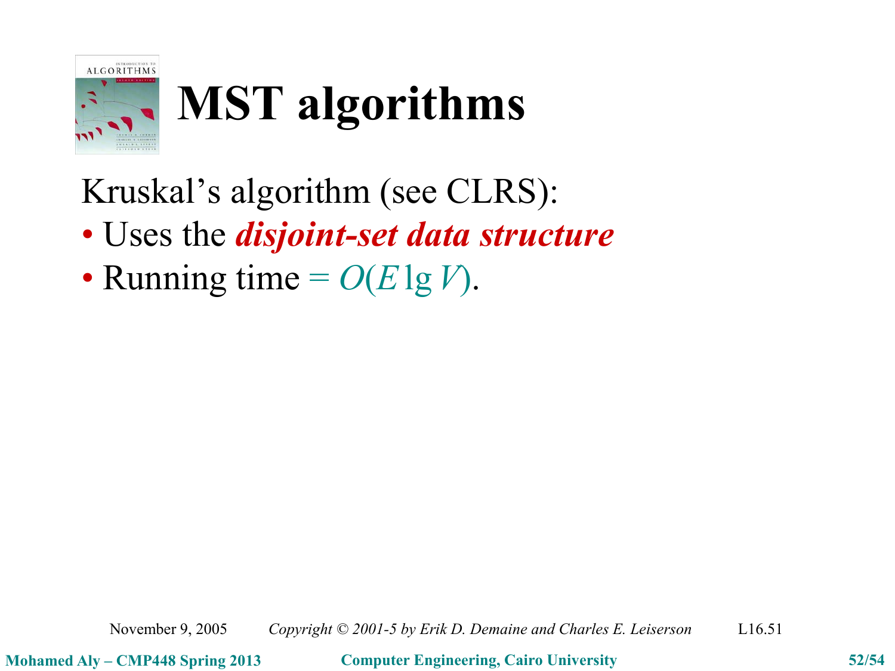# MST algorithms

Kruskal's algorithm (see CLRS):

- Uses the ***disjoint-set data structure***
- Running time = $O(E \lg V)$.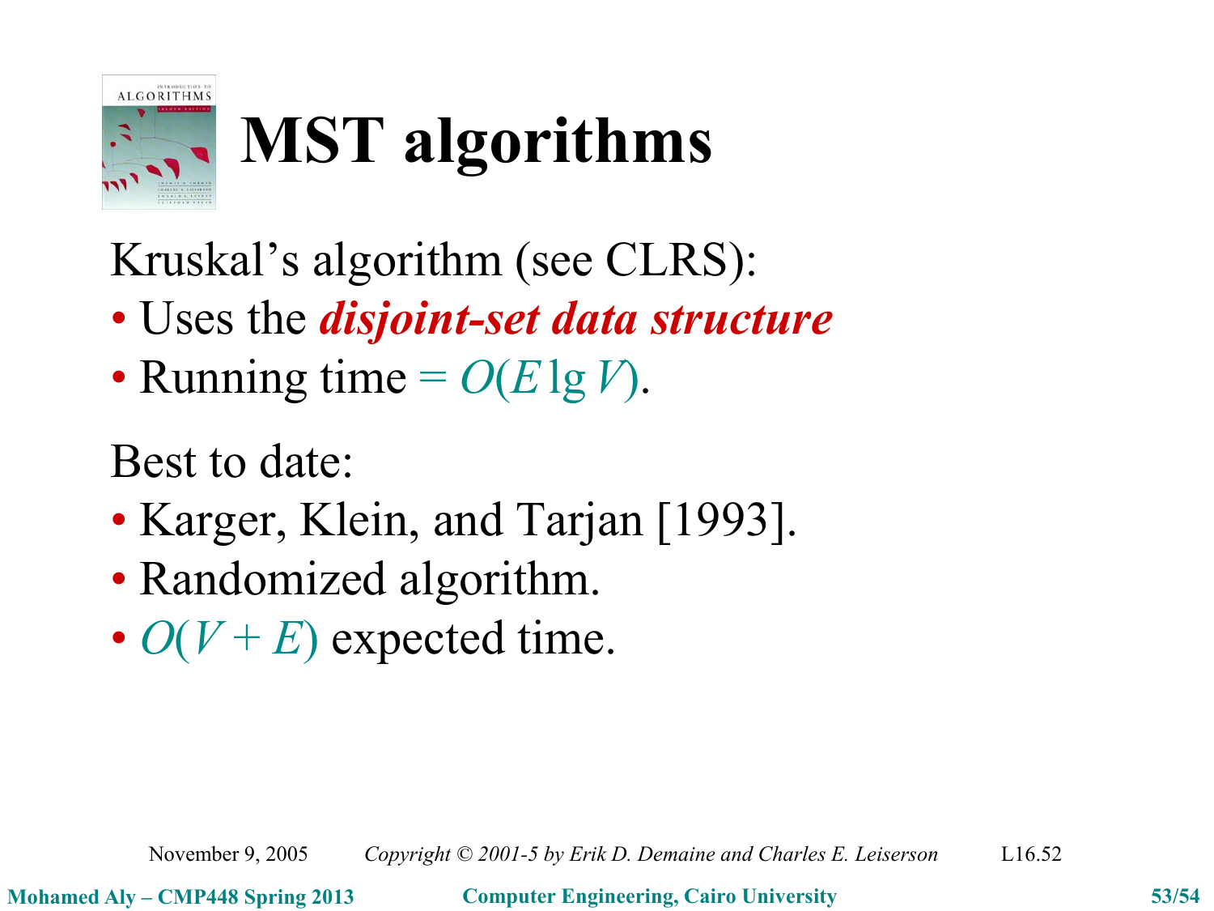# MST algorithms

Kruskal's algorithm (see CLRS):

- Uses the ***disjoint-set data structure***
- Running time $= O(E \lg V)$.

Best to date:

- Karger, Klein, and Tarjan [1993].
- Randomized algorithm.
- $O(V + E)$ expected time.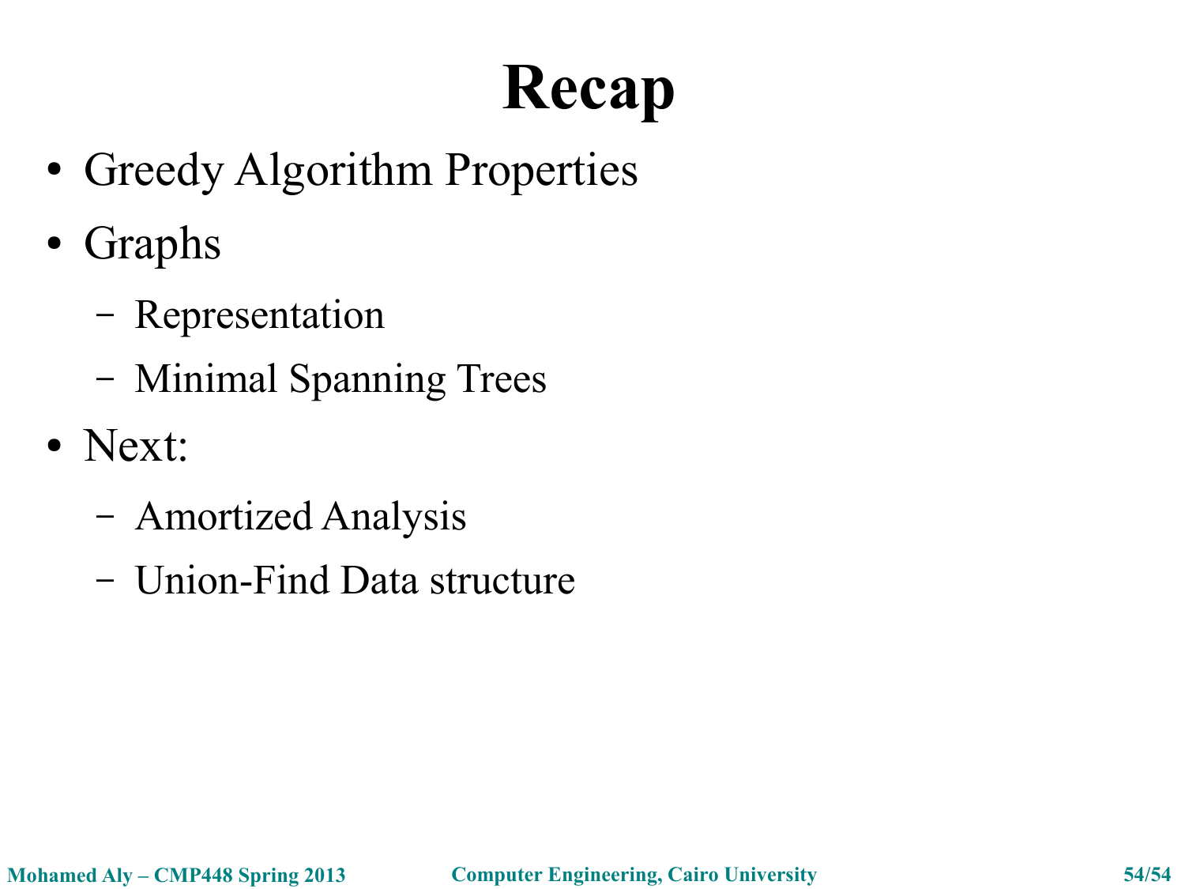# Recap

- Greedy Algorithm Properties
- Graphs
  - Representation
  - Minimal Spanning Trees
- Next:
  - Amortized Analysis
  - Union-Find Data structure